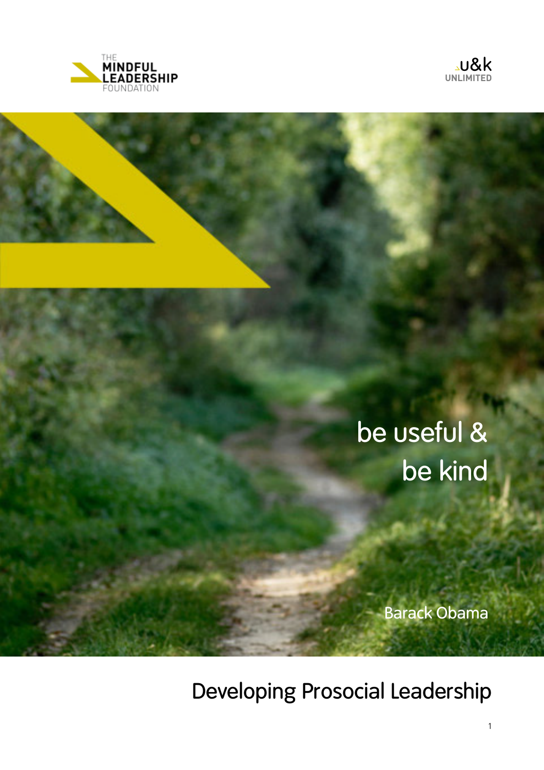THE MINDFUL LEADERSHIP FOUNDATION

u&k UNLIMITED

be useful &
be kind

Barack Obama

# Developing Prosocial Leadership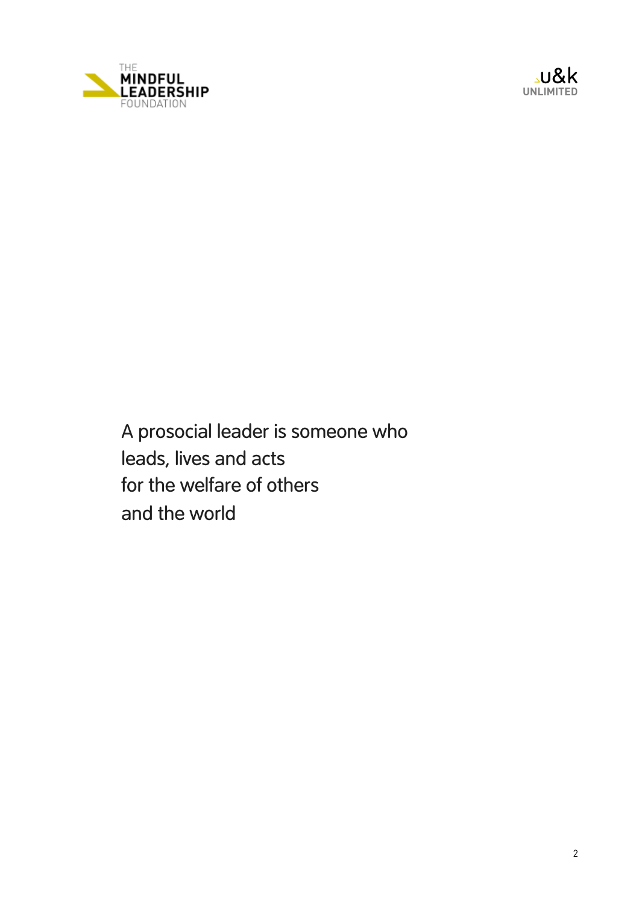A prosocial leader is someone who
leads, lives and acts
for the welfare of others
and the world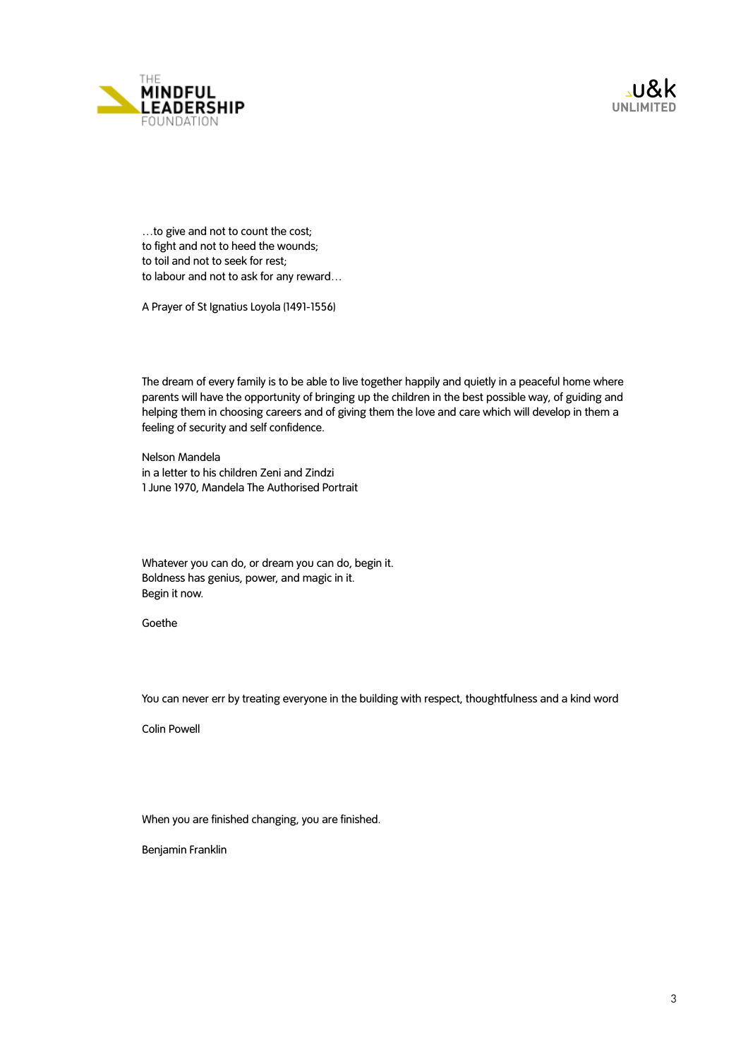…to give and not to count the cost;
to fight and not to heed the wounds;
to toil and not to seek for rest;
to labour and not to ask for any reward…

A Prayer of St Ignatius Loyola (1491-1556)

The dream of every family is to be able to live together happily and quietly in a peaceful home where parents will have the opportunity of bringing up the children in the best possible way, of guiding and helping them in choosing careers and of giving them the love and care which will develop in them a feeling of security and self confidence.

Nelson Mandela
in a letter to his children Zeni and Zindzi
1 June 1970, Mandela The Authorised Portrait

Whatever you can do, or dream you can do, begin it.
Boldness has genius, power, and magic in it.
Begin it now.

Goethe

You can never err by treating everyone in the building with respect, thoughtfulness and a kind word

Colin Powell

When you are finished changing, you are finished.

Benjamin Franklin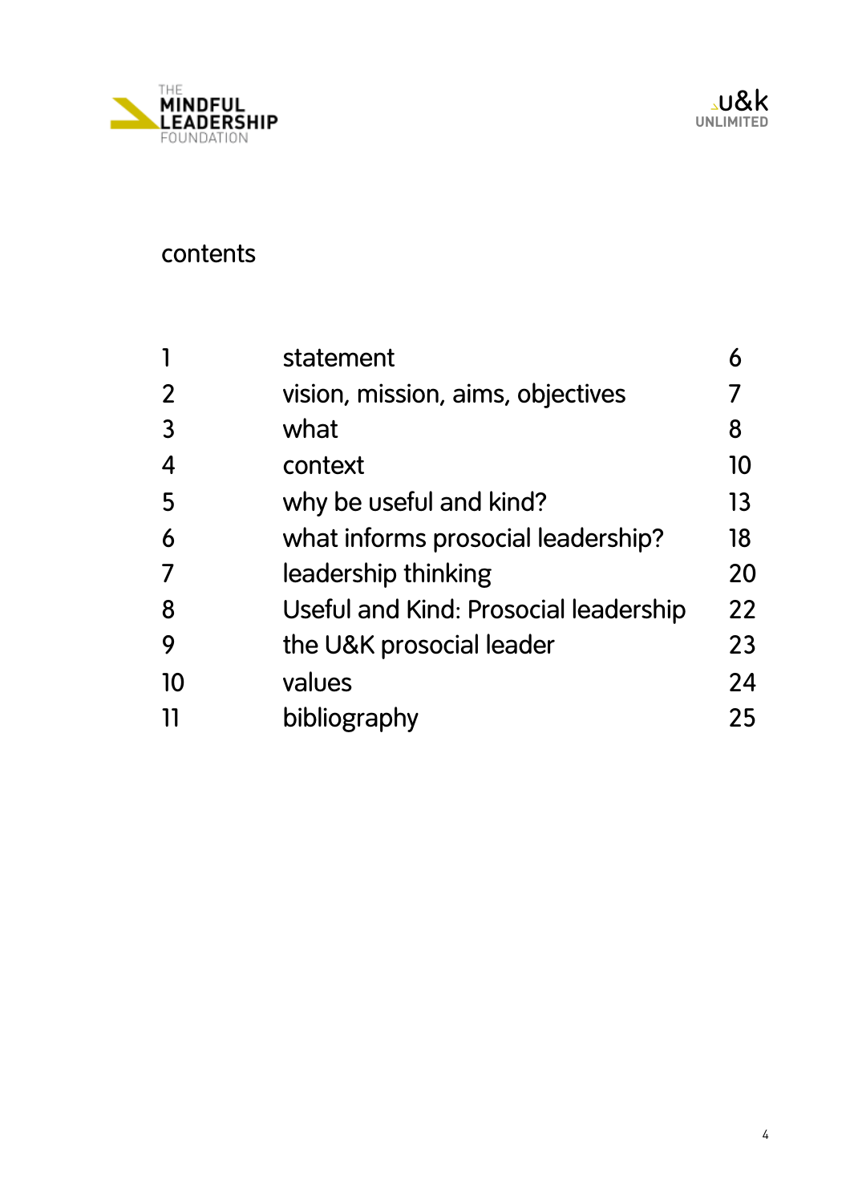# contents

| | | |
|---|---|---|
| 1 | statement | 6 |
| 2 | vision, mission, aims, objectives | 7 |
| 3 | what | 8 |
| 4 | context | 10 |
| 5 | why be useful and kind? | 13 |
| 6 | what informs prosocial leadership? | 18 |
| 7 | leadership thinking | 20 |
| 8 | Useful and Kind: Prosocial leadership | 22 |
| 9 | the U&K prosocial leader | 23 |
| 10 | values | 24 |
| 11 | bibliography | 25 |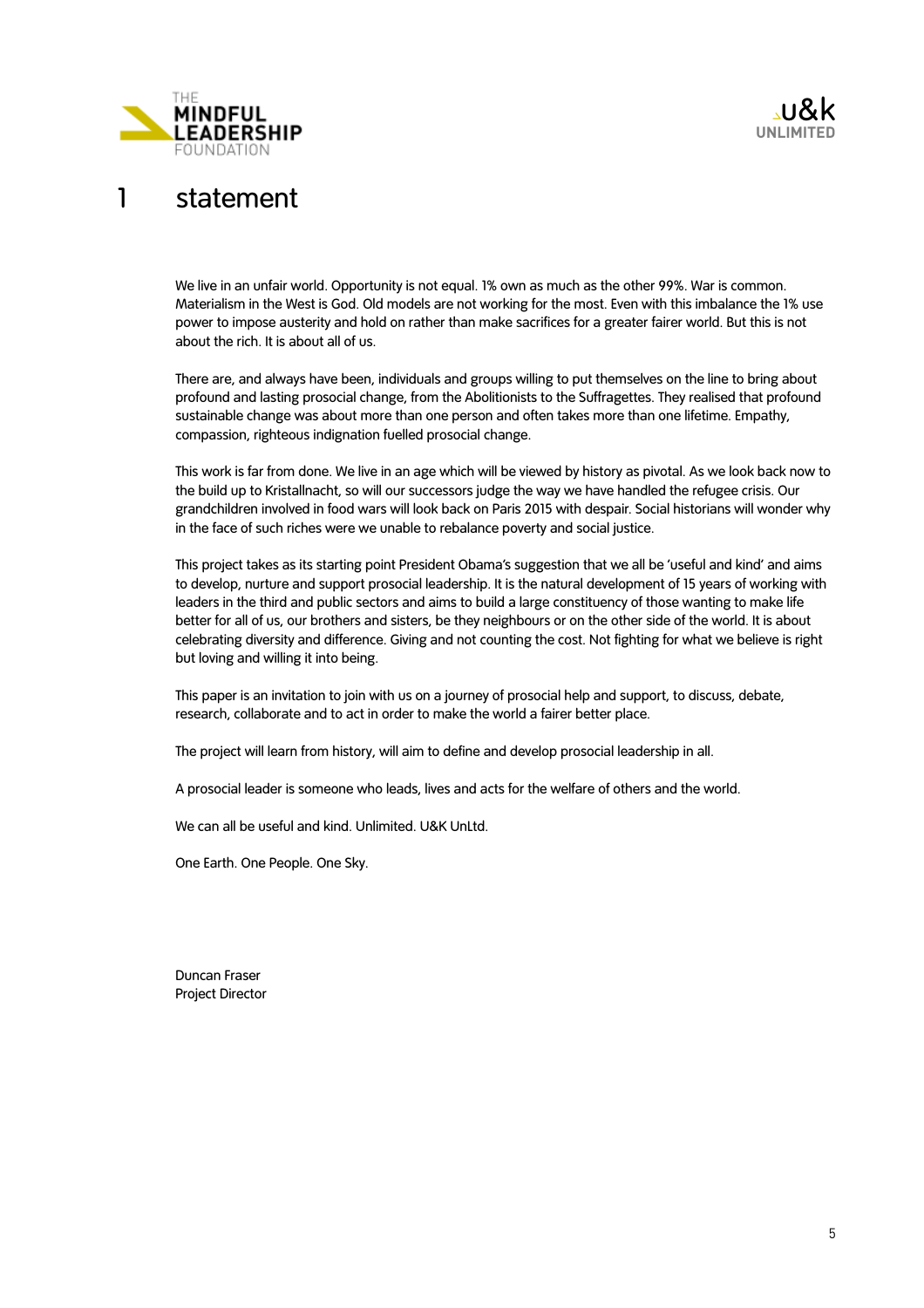# 1 statement

We live in an unfair world. Opportunity is not equal. 1% own as much as the other 99%. War is common. Materialism in the West is God. Old models are not working for the most. Even with this imbalance the 1% use power to impose austerity and hold on rather than make sacrifices for a greater fairer world. But this is not about the rich. It is about all of us.

There are, and always have been, individuals and groups willing to put themselves on the line to bring about profound and lasting prosocial change, from the Abolitionists to the Suffragettes. They realised that profound sustainable change was about more than one person and often takes more than one lifetime. Empathy, compassion, righteous indignation fuelled prosocial change.

This work is far from done. We live in an age which will be viewed by history as pivotal. As we look back now to the build up to Kristallnacht, so will our successors judge the way we have handled the refugee crisis. Our grandchildren involved in food wars will look back on Paris 2015 with despair. Social historians will wonder why in the face of such riches were we unable to rebalance poverty and social justice.

This project takes as its starting point President Obama's suggestion that we all be 'useful and kind' and aims to develop, nurture and support prosocial leadership. It is the natural development of 15 years of working with leaders in the third and public sectors and aims to build a large constituency of those wanting to make life better for all of us, our brothers and sisters, be they neighbours or on the other side of the world. It is about celebrating diversity and difference. Giving and not counting the cost. Not fighting for what we believe is right but loving and willing it into being.

This paper is an invitation to join with us on a journey of prosocial help and support, to discuss, debate, research, collaborate and to act in order to make the world a fairer better place.

The project will learn from history, will aim to define and develop prosocial leadership in all.

A prosocial leader is someone who leads, lives and acts for the welfare of others and the world.

We can all be useful and kind. Unlimited. U&K UnLtd.

One Earth. One People. One Sky.

Duncan Fraser
Project Director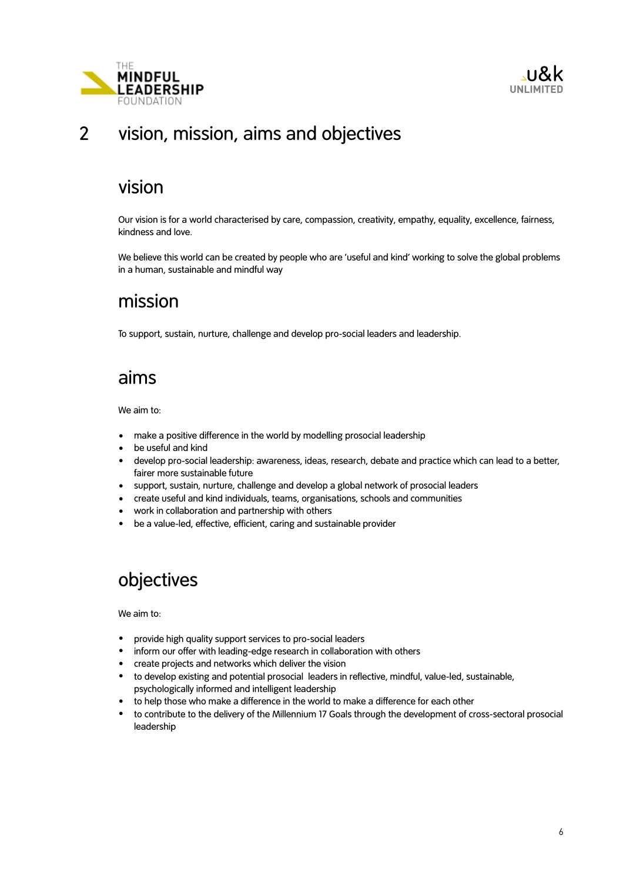# 2 vision, mission, aims and objectives

## vision

Our vision is for a world characterised by care, compassion, creativity, empathy, equality, excellence, fairness, kindness and love.

We believe this world can be created by people who are 'useful and kind' working to solve the global problems in a human, sustainable and mindful way

## mission

To support, sustain, nurture, challenge and develop pro-social leaders and leadership.

## aims

We aim to:

- make a positive difference in the world by modelling prosocial leadership
- be useful and kind
- develop pro-social leadership: awareness, ideas, research, debate and practice which can lead to a better, fairer more sustainable future
- support, sustain, nurture, challenge and develop a global network of prosocial leaders
- create useful and kind individuals, teams, organisations, schools and communities
- work in collaboration and partnership with others
- be a value-led, effective, efficient, caring and sustainable provider

## objectives

We aim to:

- provide high quality support services to pro-social leaders
- inform our offer with leading-edge research in collaboration with others
- create projects and networks which deliver the vision
- to develop existing and potential prosocial leaders in reflective, mindful, value-led, sustainable, psychologically informed and intelligent leadership
- to help those who make a difference in the world to make a difference for each other
- to contribute to the delivery of the Millennium 17 Goals through the development of cross-sectoral prosocial leadership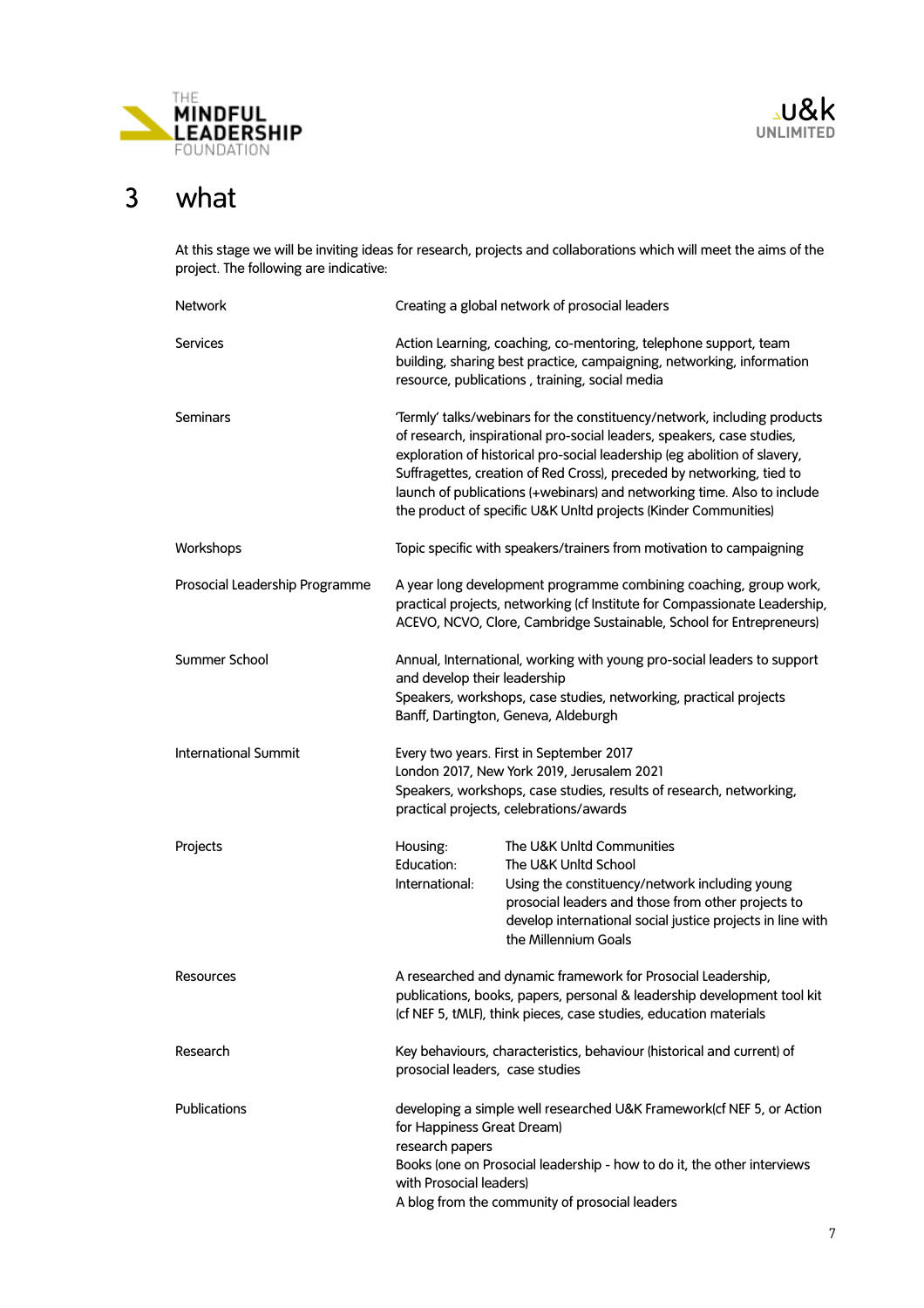# 3 what

At this stage we will be inviting ideas for research, projects and collaborations which will meet the aims of the project. The following are indicative:

| | |
|---|---|
| Network | Creating a global network of prosocial leaders |
| Services | Action Learning, coaching, co-mentoring, telephone support, team building, sharing best practice, campaigning, networking, information resource, publications , training, social media |
| Seminars | 'Termly' talks/webinars for the constituency/network, including products of research, inspirational pro-social leaders, speakers, case studies, exploration of historical pro-social leadership (eg abolition of slavery, Suffragettes, creation of Red Cross), preceded by networking, tied to launch of publications (+webinars) and networking time. Also to include the product of specific U&K Unltd projects (Kinder Communities) |
| Workshops | Topic specific with speakers/trainers from motivation to campaigning |
| Prosocial Leadership Programme | A year long development programme combining coaching, group work, practical projects, networking (cf Institute for Compassionate Leadership, ACEVO, NCVO, Clore, Cambridge Sustainable, School for Entrepreneurs) |
| Summer School | Annual, International, working with young pro-social leaders to support and develop their leadership<br>Speakers, workshops, case studies, networking, practical projects<br>Banff, Dartington, Geneva, Aldeburgh |
| International Summit | Every two years. First in September 2017<br>London 2017, New York 2019, Jerusalem 2021<br>Speakers, workshops, case studies, results of research, networking, practical projects, celebrations/awards |
| Projects | Housing: The U&K Unltd Communities<br>Education: The U&K Unltd School<br>International: Using the constituency/network including young prosocial leaders and those from other projects to develop international social justice projects in line with the Millennium Goals |
| Resources | A researched and dynamic framework for Prosocial Leadership, publications, books, papers, personal & leadership development tool kit (cf NEF 5, tMLF), think pieces, case studies, education materials |
| Research | Key behaviours, characteristics, behaviour (historical and current) of prosocial leaders, case studies |
| Publications | developing a simple well researched U&K Framework(cf NEF 5, or Action for Happiness Great Dream)<br>research papers<br>Books (one on Prosocial leadership - how to do it, the other interviews with Prosocial leaders)<br>A blog from the community of prosocial leaders |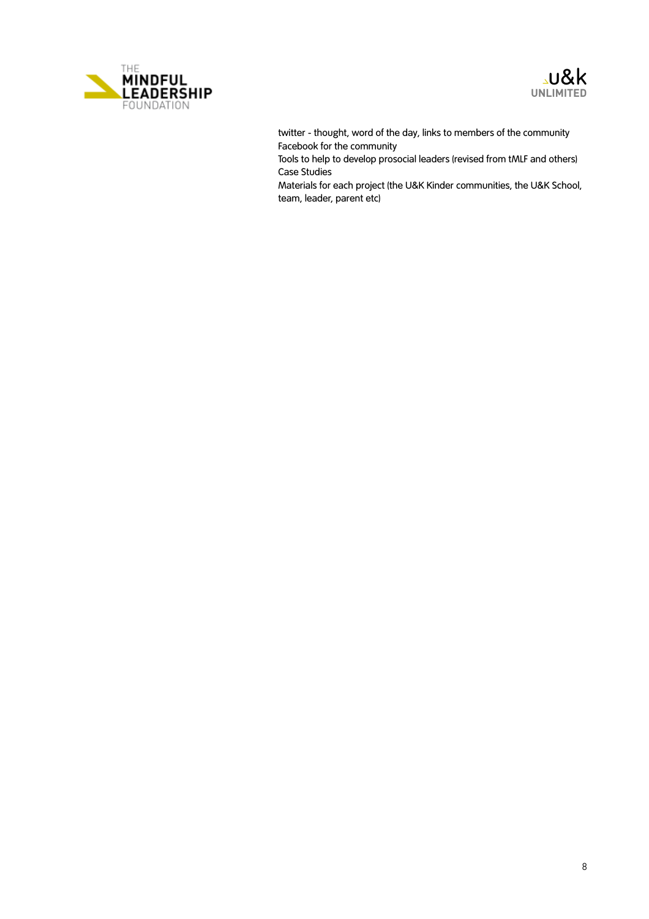twitter - thought, word of the day, links to members of the community
Facebook for the community
Tools to help to develop prosocial leaders (revised from tMLF and others)
Case Studies
Materials for each project (the U&K Kinder communities, the U&K School, team, leader, parent etc)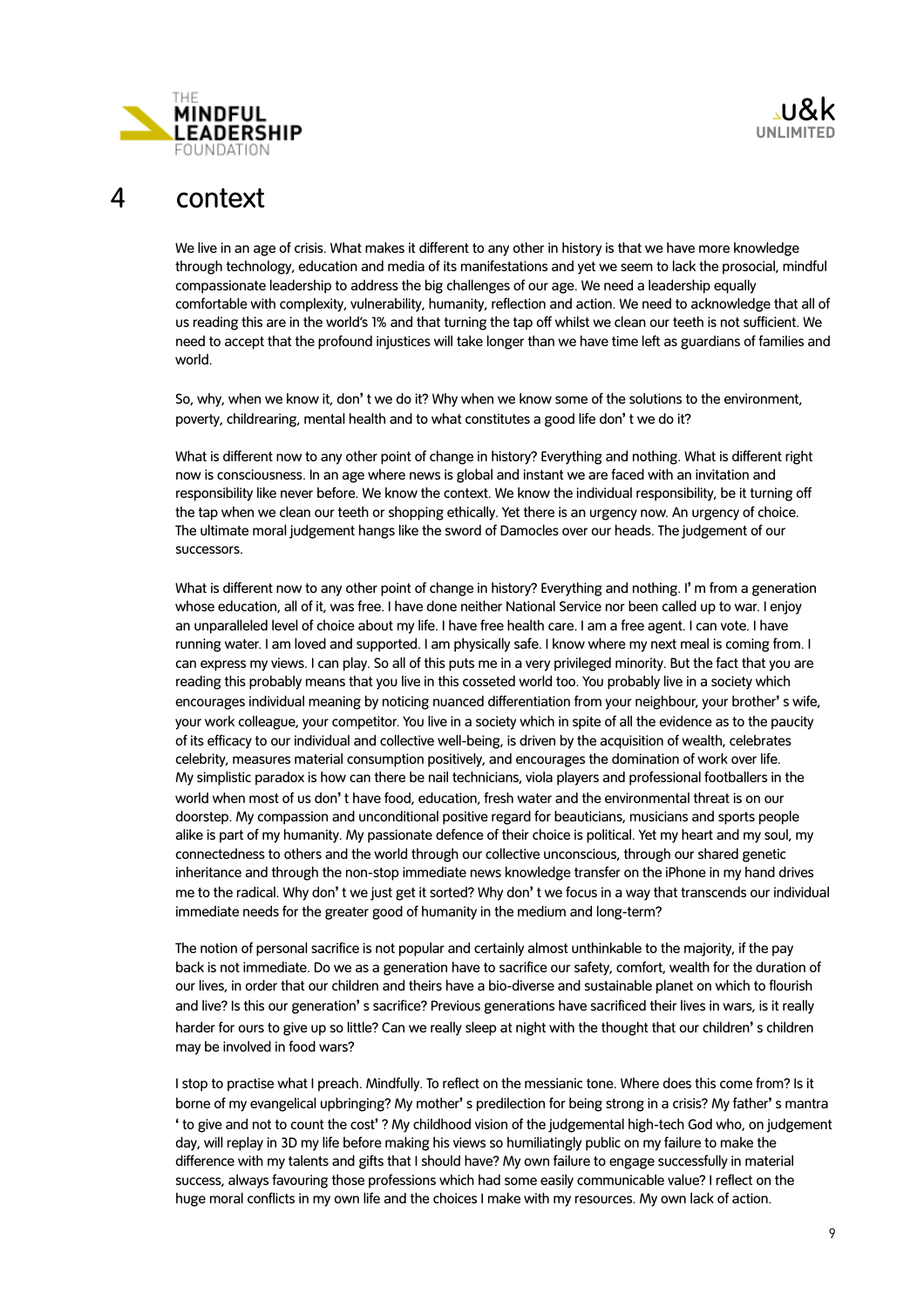# 4 context

We live in an age of crisis. What makes it different to any other in history is that we have more knowledge through technology, education and media of its manifestations and yet we seem to lack the prosocial, mindful compassionate leadership to address the big challenges of our age. We need a leadership equally comfortable with complexity, vulnerability, humanity, reflection and action. We need to acknowledge that all of us reading this are in the world's 1% and that turning the tap off whilst we clean our teeth is not sufficient. We need to accept that the profound injustices will take longer than we have time left as guardians of families and world.

So, why, when we know it, don't we do it? Why when we know some of the solutions to the environment, poverty, childrearing, mental health and to what constitutes a good life don't we do it?

What is different now to any other point of change in history? Everything and nothing. What is different right now is consciousness. In an age where news is global and instant we are faced with an invitation and responsibility like never before. We know the context. We know the individual responsibility, be it turning off the tap when we clean our teeth or shopping ethically. Yet there is an urgency now. An urgency of choice. The ultimate moral judgement hangs like the sword of Damocles over our heads. The judgement of our successors.

What is different now to any other point of change in history? Everything and nothing. I'm from a generation whose education, all of it, was free. I have done neither National Service nor been called up to war. I enjoy an unparalleled level of choice about my life. I have free health care. I am a free agent. I can vote. I have running water. I am loved and supported. I am physically safe. I know where my next meal is coming from. I can express my views. I can play. So all of this puts me in a very privileged minority. But the fact that you are reading this probably means that you live in this cosseted world too. You probably live in a society which encourages individual meaning by noticing nuanced differentiation from your neighbour, your brother's wife, your work colleague, your competitor. You live in a society which in spite of all the evidence as to the paucity of its efficacy to our individual and collective well-being, is driven by the acquisition of wealth, celebrates celebrity, measures material consumption positively, and encourages the domination of work over life. My simplistic paradox is how can there be nail technicians, viola players and professional footballers in the world when most of us don't have food, education, fresh water and the environmental threat is on our doorstep. My compassion and unconditional positive regard for beauticians, musicians and sports people alike is part of my humanity. My passionate defence of their choice is political. Yet my heart and my soul, my connectedness to others and the world through our collective unconscious, through our shared genetic inheritance and through the non-stop immediate news knowledge transfer on the iPhone in my hand drives me to the radical. Why don't we just get it sorted? Why don't we focus in a way that transcends our individual immediate needs for the greater good of humanity in the medium and long-term?

The notion of personal sacrifice is not popular and certainly almost unthinkable to the majority, if the pay back is not immediate. Do we as a generation have to sacrifice our safety, comfort, wealth for the duration of our lives, in order that our children and theirs have a bio-diverse and sustainable planet on which to flourish and live? Is this our generation's sacrifice? Previous generations have sacrificed their lives in wars, is it really harder for ours to give up so little? Can we really sleep at night with the thought that our children's children may be involved in food wars?

I stop to practise what I preach. Mindfully. To reflect on the messianic tone. Where does this come from? Is it borne of my evangelical upbringing? My mother's predilection for being strong in a crisis? My father's mantra 'to give and not to count the cost'? My childhood vision of the judgemental high-tech God who, on judgement day, will replay in 3D my life before making his views so humiliatingly public on my failure to make the difference with my talents and gifts that I should have? My own failure to engage successfully in material success, always favouring those professions which had some easily communicable value? I reflect on the huge moral conflicts in my own life and the choices I make with my resources. My own lack of action.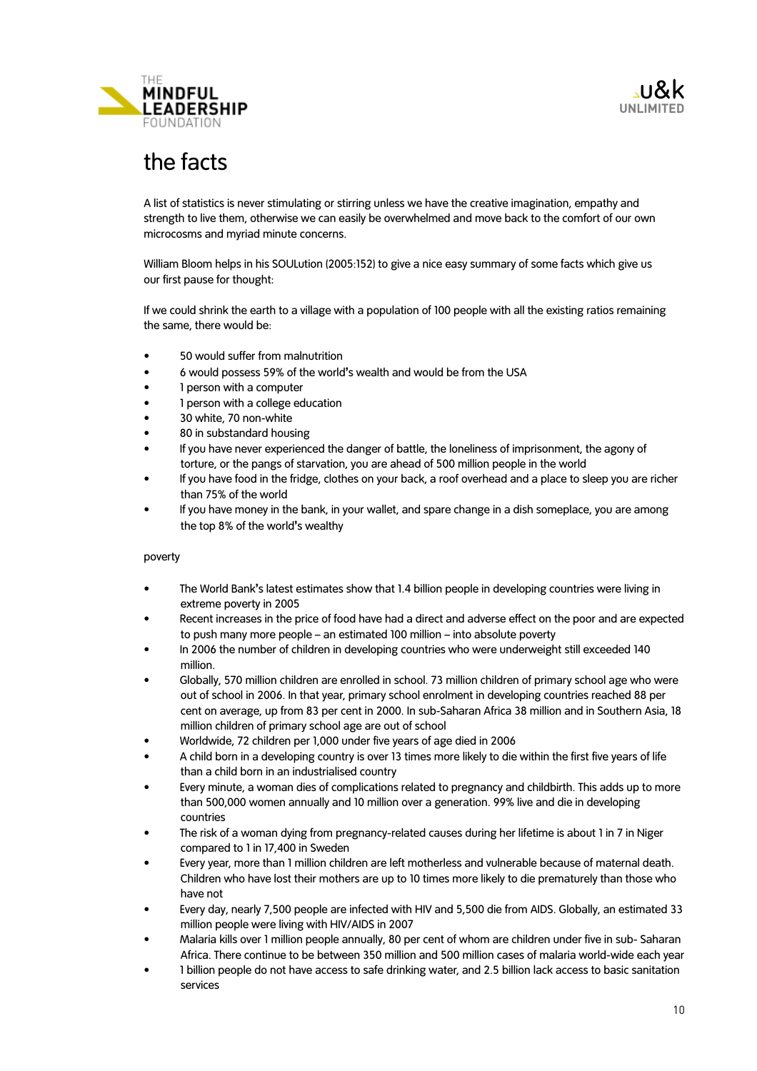# the facts

A list of statistics is never stimulating or stirring unless we have the creative imagination, empathy and strength to live them, otherwise we can easily be overwhelmed and move back to the comfort of our own microcosms and myriad minute concerns.

William Bloom helps in his SOULution (2005:152) to give a nice easy summary of some facts which give us our first pause for thought:

If we could shrink the earth to a village with a population of 100 people with all the existing ratios remaining the same, there would be:

- 50 would suffer from malnutrition
- 6 would possess 59% of the world's wealth and would be from the USA
- 1 person with a computer
- 1 person with a college education
- 30 white, 70 non-white
- 80 in substandard housing
- If you have never experienced the danger of battle, the loneliness of imprisonment, the agony of torture, or the pangs of starvation, you are ahead of 500 million people in the world
- If you have food in the fridge, clothes on your back, a roof overhead and a place to sleep you are richer than 75% of the world
- If you have money in the bank, in your wallet, and spare change in a dish someplace, you are among the top 8% of the world's wealthy

## poverty

- The World Bank's latest estimates show that 1.4 billion people in developing countries were living in extreme poverty in 2005
- Recent increases in the price of food have had a direct and adverse effect on the poor and are expected to push many more people – an estimated 100 million – into absolute poverty
- In 2006 the number of children in developing countries who were underweight still exceeded 140 million.
- Globally, 570 million children are enrolled in school. 73 million children of primary school age who were out of school in 2006. In that year, primary school enrolment in developing countries reached 88 per cent on average, up from 83 per cent in 2000. In sub-Saharan Africa 38 million and in Southern Asia, 18 million children of primary school age are out of school
- Worldwide, 72 children per 1,000 under five years of age died in 2006
- A child born in a developing country is over 13 times more likely to die within the first five years of life than a child born in an industrialised country
- Every minute, a woman dies of complications related to pregnancy and childbirth. This adds up to more than 500,000 women annually and 10 million over a generation. 99% live and die in developing countries
- The risk of a woman dying from pregnancy-related causes during her lifetime is about 1 in 7 in Niger compared to 1 in 17,400 in Sweden
- Every year, more than 1 million children are left motherless and vulnerable because of maternal death. Children who have lost their mothers are up to 10 times more likely to die prematurely than those who have not
- Every day, nearly 7,500 people are infected with HIV and 5,500 die from AIDS. Globally, an estimated 33 million people were living with HIV/AIDS in 2007
- Malaria kills over 1 million people annually, 80 per cent of whom are children under five in sub- Saharan Africa. There continue to be between 350 million and 500 million cases of malaria world-wide each year
- 1 billion people do not have access to safe drinking water, and 2.5 billion lack access to basic sanitation services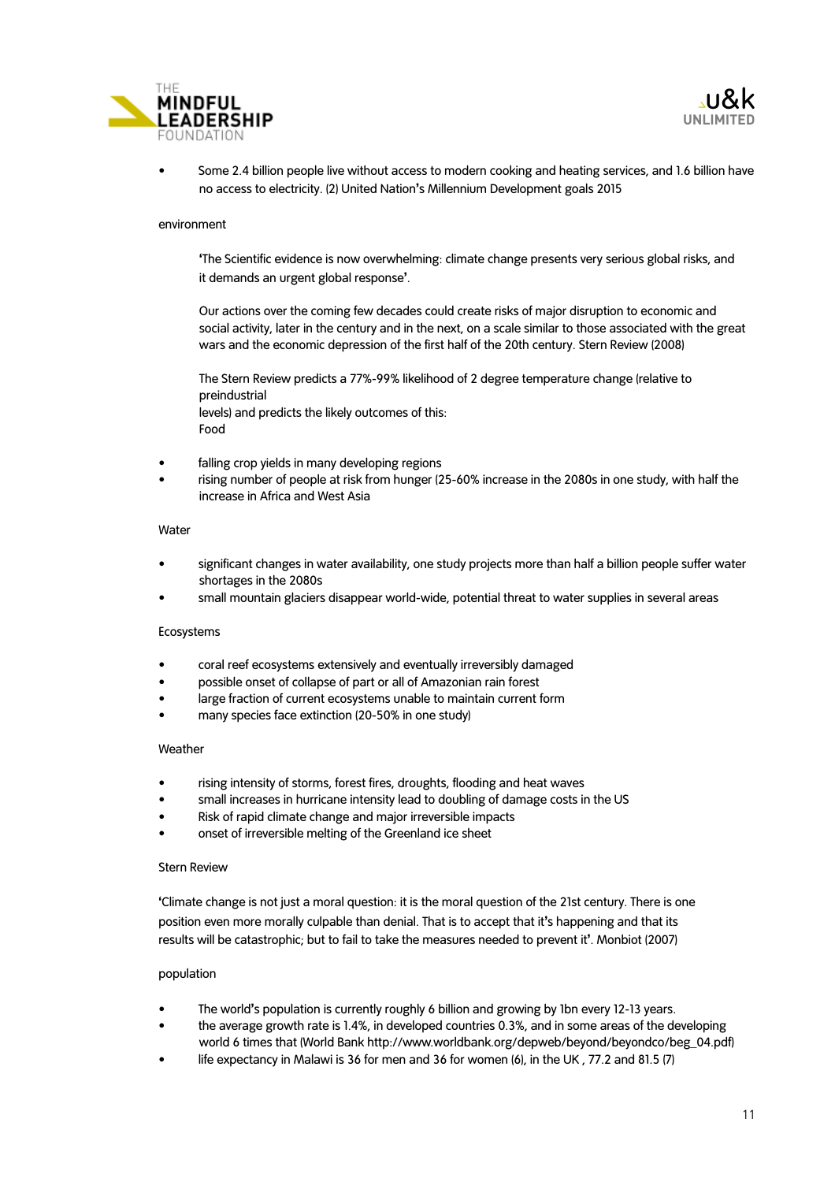- Some 2.4 billion people live without access to modern cooking and heating services, and 1.6 billion have no access to electricity. (2) United Nation's Millennium Development goals 2015

environment

> 'The Scientific evidence is now overwhelming: climate change presents very serious global risks, and it demands an urgent global response'.
>
> Our actions over the coming few decades could create risks of major disruption to economic and social activity, later in the century and in the next, on a scale similar to those associated with the great wars and the economic depression of the first half of the 20th century. Stern Review (2008)
>
> The Stern Review predicts a 77%-99% likelihood of 2 degree temperature change (relative to preindustrial
> levels) and predicts the likely outcomes of this:
> Food

- falling crop yields in many developing regions
- rising number of people at risk from hunger (25-60% increase in the 2080s in one study, with half the increase in Africa and West Asia

Water

- significant changes in water availability, one study projects more than half a billion people suffer water shortages in the 2080s
- small mountain glaciers disappear world-wide, potential threat to water supplies in several areas

Ecosystems

- coral reef ecosystems extensively and eventually irreversibly damaged
- possible onset of collapse of part or all of Amazonian rain forest
- large fraction of current ecosystems unable to maintain current form
- many species face extinction (20-50% in one study)

Weather

- rising intensity of storms, forest fires, droughts, flooding and heat waves
- small increases in hurricane intensity lead to doubling of damage costs in the US
- Risk of rapid climate change and major irreversible impacts
- onset of irreversible melting of the Greenland ice sheet

Stern Review

'Climate change is not just a moral question: it is the moral question of the 21st century. There is one position even more morally culpable than denial. That is to accept that it's happening and that its results will be catastrophic; but to fail to take the measures needed to prevent it'. Monbiot (2007)

population

- The world's population is currently roughly 6 billion and growing by 1bn every 12-13 years.
- the average growth rate is 1.4%, in developed countries 0.3%, and in some areas of the developing world 6 times that (World Bank http://www.worldbank.org/depweb/beyond/beyondco/beg_04.pdf)
- life expectancy in Malawi is 36 for men and 36 for women (6), in the UK , 77.2 and 81.5 (7)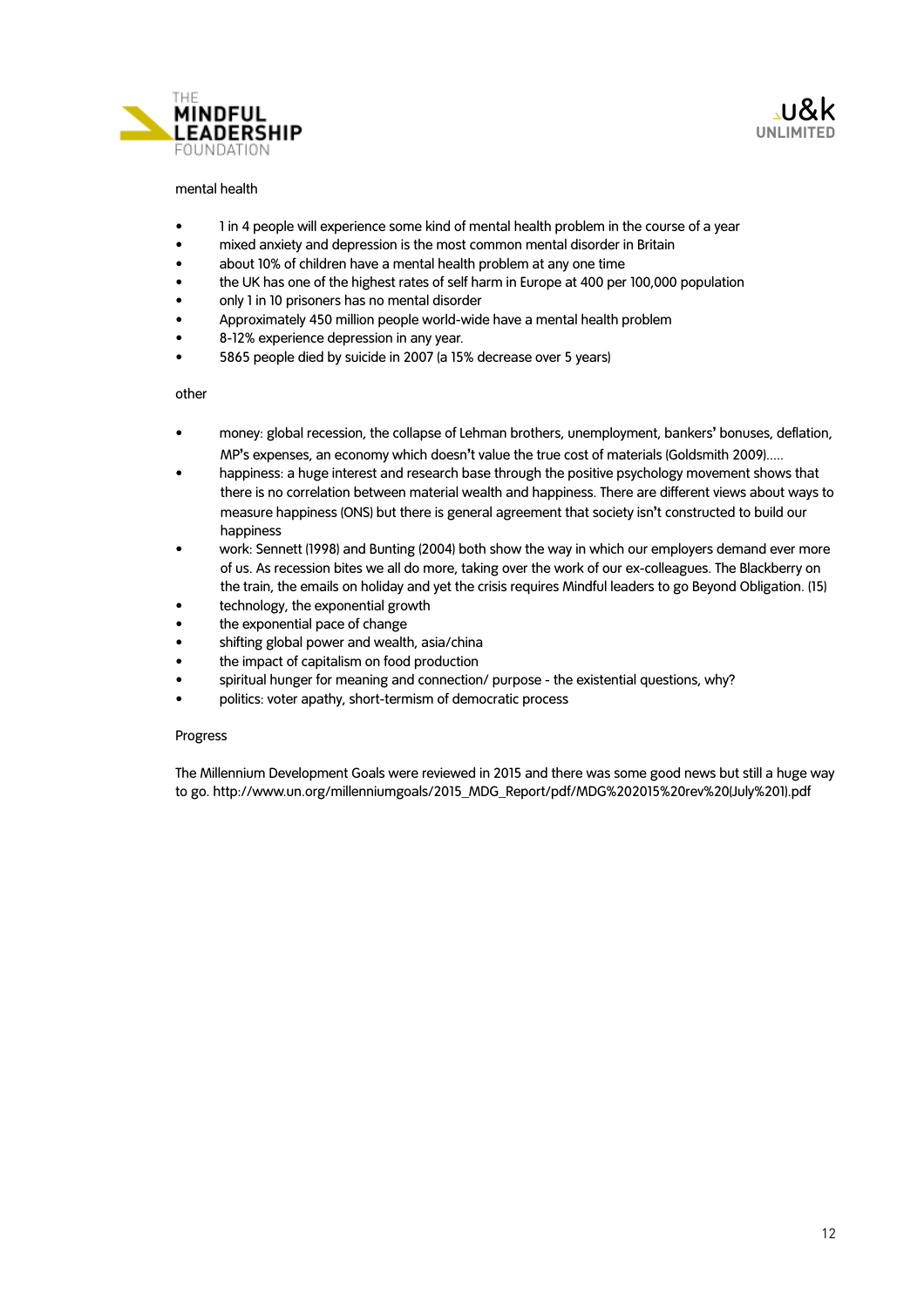mental health

- 1 in 4 people will experience some kind of mental health problem in the course of a year
- mixed anxiety and depression is the most common mental disorder in Britain
- about 10% of children have a mental health problem at any one time
- the UK has one of the highest rates of self harm in Europe at 400 per 100,000 population
- only 1 in 10 prisoners has no mental disorder
- Approximately 450 million people world-wide have a mental health problem
- 8-12% experience depression in any year.
- 5865 people died by suicide in 2007 (a 15% decrease over 5 years)

other

- money: global recession, the collapse of Lehman brothers, unemployment, bankers' bonuses, deflation, MP's expenses, an economy which doesn't value the true cost of materials (Goldsmith 2009).....
- happiness: a huge interest and research base through the positive psychology movement shows that there is no correlation between material wealth and happiness. There are different views about ways to measure happiness (ONS) but there is general agreement that society isn't constructed to build our happiness
- work: Sennett (1998) and Bunting (2004) both show the way in which our employers demand ever more of us. As recession bites we all do more, taking over the work of our ex-colleagues. The Blackberry on the train, the emails on holiday and yet the crisis requires Mindful leaders to go Beyond Obligation. (15)
- technology, the exponential growth
- the exponential pace of change
- shifting global power and wealth, asia/china
- the impact of capitalism on food production
- spiritual hunger for meaning and connection/ purpose - the existential questions, why?
- politics: voter apathy, short-termism of democratic process

Progress

The Millennium Development Goals were reviewed in 2015 and there was some good news but still a huge way to go. http://www.un.org/millenniumgoals/2015_MDG_Report/pdf/MDG%202015%20rev%20(July%201).pdf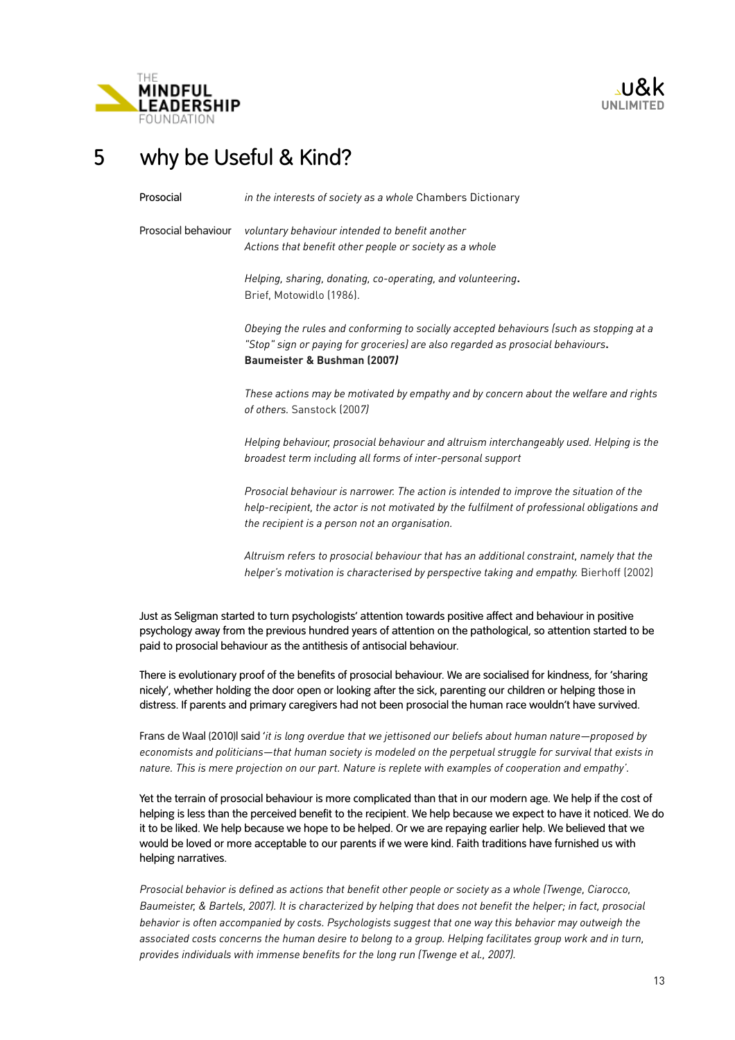# 5 why be Useful & Kind?

| | |
|---|---|
| Prosocial | *in the interests of society as a whole* Chambers Dictionary |
| Prosocial behaviour | *voluntary behaviour intended to benefit another*<br>*Actions that benefit other people or society as a whole*<br><br>*Helping, sharing, donating, co-operating, and volunteering*.<br>Brief, Motowidlo (1986).<br><br>*Obeying the rules and conforming to socially accepted behaviours (such as stopping at a "Stop" sign or paying for groceries) are also regarded as prosocial behaviours*.<br>**Baumeister & Bushman (2007)**<br><br>*These actions may be motivated by empathy and by concern about the welfare and rights of others.* Sanstock (2007)<br><br>*Helping behaviour, prosocial behaviour and altruism interchangeably used. Helping is the broadest term including all forms of inter-personal support*<br><br>*Prosocial behaviour is narrower. The action is intended to improve the situation of the help-recipient, the actor is not motivated by the fulfilment of professional obligations and the recipient is a person not an organisation.*<br><br>*Altruism refers to prosocial behaviour that has an additional constraint, namely that the helper's motivation is characterised by perspective taking and empathy.* Bierhoff (2002) |

Just as Seligman started to turn psychologists' attention towards positive affect and behaviour in positive psychology away from the previous hundred years of attention on the pathological, so attention started to be paid to prosocial behaviour as the antithesis of antisocial behaviour.

There is evolutionary proof of the benefits of prosocial behaviour. We are socialised for kindness, for 'sharing nicely', whether holding the door open or looking after the sick, parenting our children or helping those in distress. If parents and primary caregivers had not been prosocial the human race wouldn't have survived.

Frans de Waal (2010)l said '*it is long overdue that we jettisoned our beliefs about human nature—proposed by economists and politicians—that human society is modeled on the perpetual struggle for survival that exists in nature. This is mere projection on our part. Nature is replete with examples of cooperation and empathy'*.

Yet the terrain of prosocial behaviour is more complicated than that in our modern age. We help if the cost of helping is less than the perceived benefit to the recipient. We help because we expect to have it noticed. We do it to be liked. We help because we hope to be helped. Or we are repaying earlier help. We believed that we would be loved or more acceptable to our parents if we were kind. Faith traditions have furnished us with helping narratives.

*Prosocial behavior is defined as actions that benefit other people or society as a whole (Twenge, Ciarocco, Baumeister, & Bartels, 2007). It is characterized by helping that does not benefit the helper; in fact, prosocial behavior is often accompanied by costs. Psychologists suggest that one way this behavior may outweigh the associated costs concerns the human desire to belong to a group. Helping facilitates group work and in turn, provides individuals with immense benefits for the long run (Twenge et al., 2007).*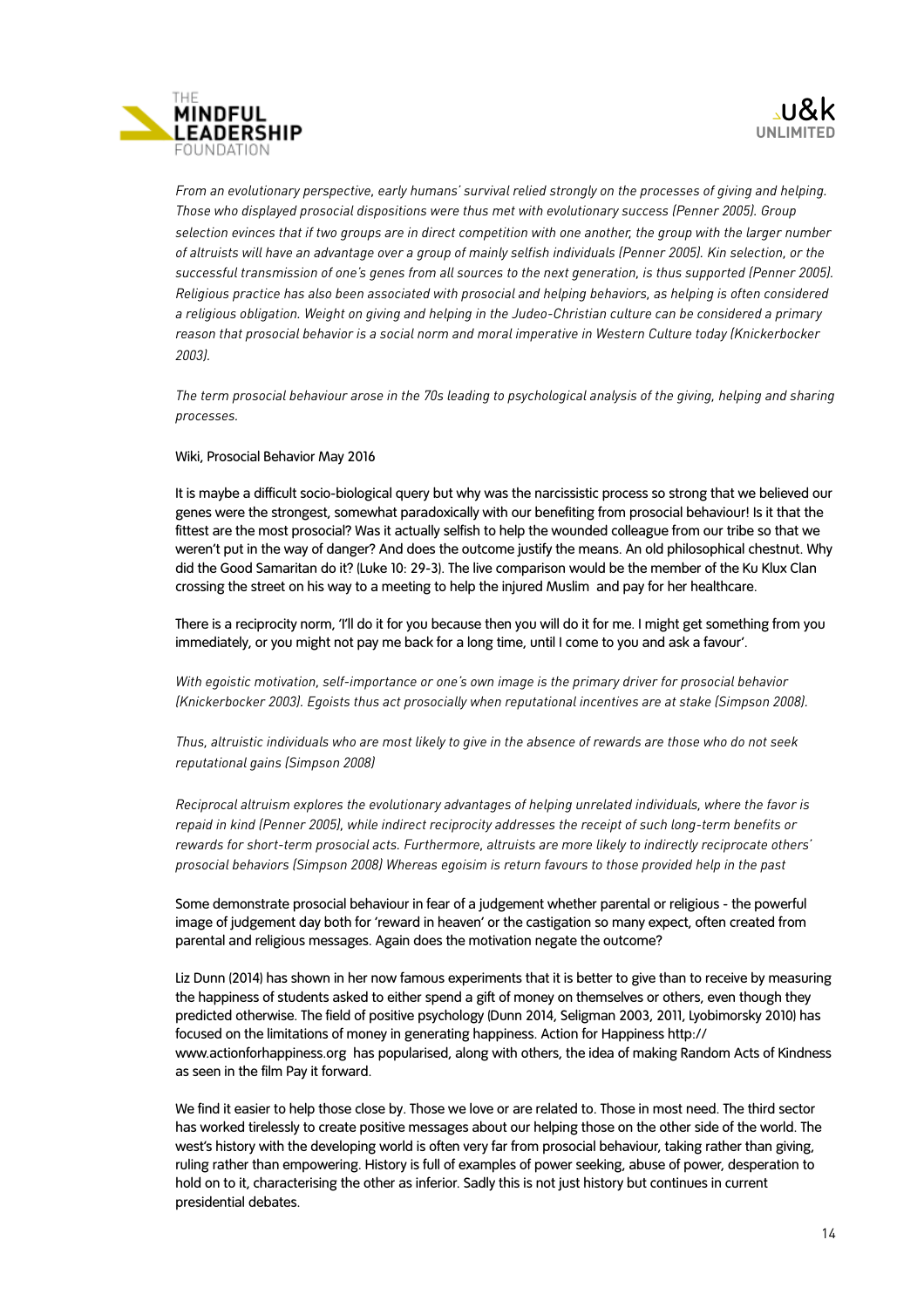*From an evolutionary perspective, early humans' survival relied strongly on the processes of giving and helping. Those who displayed prosocial dispositions were thus met with evolutionary success (Penner 2005). Group selection evinces that if two groups are in direct competition with one another, the group with the larger number of altruists will have an advantage over a group of mainly selfish individuals (Penner 2005). Kin selection, or the successful transmission of one's genes from all sources to the next generation, is thus supported (Penner 2005). Religious practice has also been associated with prosocial and helping behaviors, as helping is often considered a religious obligation. Weight on giving and helping in the Judeo-Christian culture can be considered a primary reason that prosocial behavior is a social norm and moral imperative in Western Culture today (Knickerbocker 2003).*

*The term prosocial behaviour arose in the 70s leading to psychological analysis of the giving, helping and sharing processes.*

Wiki, Prosocial Behavior May 2016

It is maybe a difficult socio-biological query but why was the narcissistic process so strong that we believed our genes were the strongest, somewhat paradoxically with our benefiting from prosocial behaviour! Is it that the fittest are the most prosocial? Was it actually selfish to help the wounded colleague from our tribe so that we weren't put in the way of danger? And does the outcome justify the means. An old philosophical chestnut. Why did the Good Samaritan do it? (Luke 10: 29-3). The live comparison would be the member of the Ku Klux Clan crossing the street on his way to a meeting to help the injured Muslim and pay for her healthcare.

There is a reciprocity norm, 'I'll do it for you because then you will do it for me. I might get something from you immediately, or you might not pay me back for a long time, until I come to you and ask a favour'.

*With egoistic motivation, self-importance or one's own image is the primary driver for prosocial behavior (Knickerbocker 2003). Egoists thus act prosocially when reputational incentives are at stake (Simpson 2008).*

*Thus, altruistic individuals who are most likely to give in the absence of rewards are those who do not seek reputational gains (Simpson 2008)*

*Reciprocal altruism explores the evolutionary advantages of helping unrelated individuals, where the favor is repaid in kind (Penner 2005), while indirect reciprocity addresses the receipt of such long-term benefits or rewards for short-term prosocial acts. Furthermore, altruists are more likely to indirectly reciprocate others' prosocial behaviors (Simpson 2008) Whereas egoisim is return favours to those provided help in the past*

Some demonstrate prosocial behaviour in fear of a judgement whether parental or religious - the powerful image of judgement day both for 'reward in heaven' or the castigation so many expect, often created from parental and religious messages. Again does the motivation negate the outcome?

Liz Dunn (2014) has shown in her now famous experiments that it is better to give than to receive by measuring the happiness of students asked to either spend a gift of money on themselves or others, even though they predicted otherwise. The field of positive psychology (Dunn 2014, Seligman 2003, 2011, Lyobimorsky 2010) has focused on the limitations of money in generating happiness. Action for Happiness http://www.actionforhappiness.org has popularised, along with others, the idea of making Random Acts of Kindness as seen in the film Pay it forward.

We find it easier to help those close by. Those we love or are related to. Those in most need. The third sector has worked tirelessly to create positive messages about our helping those on the other side of the world. The west's history with the developing world is often very far from prosocial behaviour, taking rather than giving, ruling rather than empowering. History is full of examples of power seeking, abuse of power, desperation to hold on to it, characterising the other as inferior. Sadly this is not just history but continues in current presidential debates.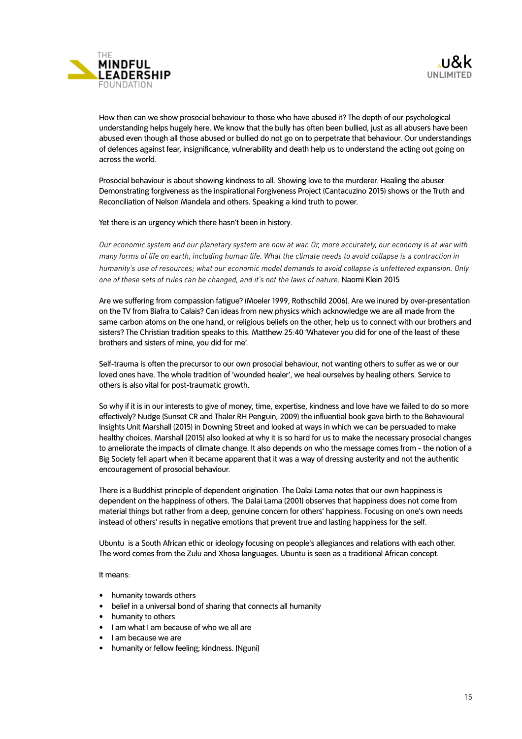How then can we show prosocial behaviour to those who have abused it? The depth of our psychological understanding helps hugely here. We know that the bully has often been bullied, just as all abusers have been abused even though all those abused or bullied do not go on to perpetrate that behaviour. Our understandings of defences against fear, insignificance, vulnerability and death help us to understand the acting out going on across the world.

Prosocial behaviour is about showing kindness to all. Showing love to the murderer. Healing the abuser. Demonstrating forgiveness as the inspirational Forgiveness Project (Cantacuzino 2015) shows or the Truth and Reconciliation of Nelson Mandela and others. Speaking a kind truth to power.

Yet there is an urgency which there hasn't been in history.

*Our economic system and our planetary system are now at war. Or, more accurately, our economy is at war with many forms of life on earth, including human life. What the climate needs to avoid collapse is a contraction in humanity's use of resources; what our economic model demands to avoid collapse is unfettered expansion. Only one of these sets of rules can be changed, and it's not the laws of nature.* Naomi Klein 2015

Are we suffering from compassion fatigue? (Moeler 1999, Rothschild 2006). Are we inured by over-presentation on the TV from Biafra to Calais? Can ideas from new physics which acknowledge we are all made from the same carbon atoms on the one hand, or religious beliefs on the other, help us to connect with our brothers and sisters? The Christian tradition speaks to this. Matthew 25:40 'Whatever you did for one of the least of these brothers and sisters of mine, you did for me'.

Self-trauma is often the precursor to our own prosocial behaviour, not wanting others to suffer as we or our loved ones have. The whole tradition of 'wounded healer', we heal ourselves by healing others. Service to others is also vital for post-traumatic growth.

So why if it is in our interests to give of money, time, expertise, kindness and love have we failed to do so more effectively? Nudge (Sunset CR and Thaler RH Penguin, 2009) the influential book gave birth to the Behavioural Insights Unit Marshall (2015) in Downing Street and looked at ways in which we can be persuaded to make healthy choices. Marshall (2015) also looked at why it is so hard for us to make the necessary prosocial changes to ameliorate the impacts of climate change. It also depends on who the message comes from - the notion of a Big Society fell apart when it became apparent that it was a way of dressing austerity and not the authentic encouragement of prosocial behaviour.

There is a Buddhist principle of dependent origination. The Dalai Lama notes that our own happiness is dependent on the happiness of others. The Dalai Lama (2001) observes that happiness does not come from material things but rather from a deep, genuine concern for others' happiness. Focusing on one's own needs instead of others' results in negative emotions that prevent true and lasting happiness for the self.

Ubuntu is a South African ethic or ideology focusing on people's allegiances and relations with each other. The word comes from the Zulu and Xhosa languages. Ubuntu is seen as a traditional African concept.

It means:

- humanity towards others
- belief in a universal bond of sharing that connects all humanity
- humanity to others
- I am what I am because of who we all are
- I am because we are
- humanity or fellow feeling; kindness. [Nguni]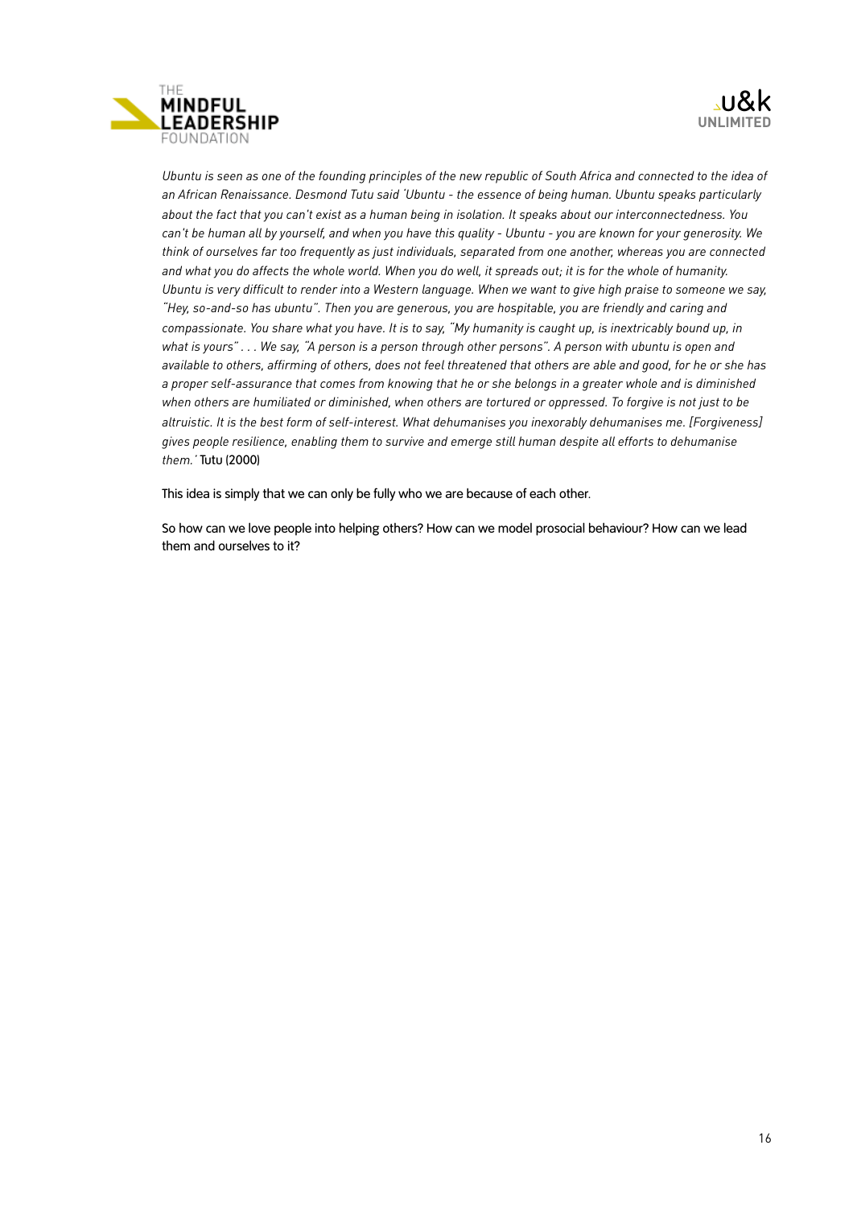*Ubuntu is seen as one of the founding principles of the new republic of South Africa and connected to the idea of an African Renaissance. Desmond Tutu said 'Ubuntu - the essence of being human. Ubuntu speaks particularly about the fact that you can't exist as a human being in isolation. It speaks about our interconnectedness. You can't be human all by yourself, and when you have this quality - Ubuntu - you are known for your generosity. We think of ourselves far too frequently as just individuals, separated from one another, whereas you are connected and what you do affects the whole world. When you do well, it spreads out; it is for the whole of humanity. Ubuntu is very difficult to render into a Western language. When we want to give high praise to someone we say, "Hey, so-and-so has ubuntu". Then you are generous, you are hospitable, you are friendly and caring and compassionate. You share what you have. It is to say, "My humanity is caught up, is inextricably bound up, in what is yours" . . . We say, "A person is a person through other persons". A person with ubuntu is open and available to others, affirming of others, does not feel threatened that others are able and good, for he or she has a proper self-assurance that comes from knowing that he or she belongs in a greater whole and is diminished when others are humiliated or diminished, when others are tortured or oppressed. To forgive is not just to be altruistic. It is the best form of self-interest. What dehumanises you inexorably dehumanises me. [Forgiveness] gives people resilience, enabling them to survive and emerge still human despite all efforts to dehumanise them.'* Tutu (2000)

This idea is simply that we can only be fully who we are because of each other.

So how can we love people into helping others? How can we model prosocial behaviour? How can we lead them and ourselves to it?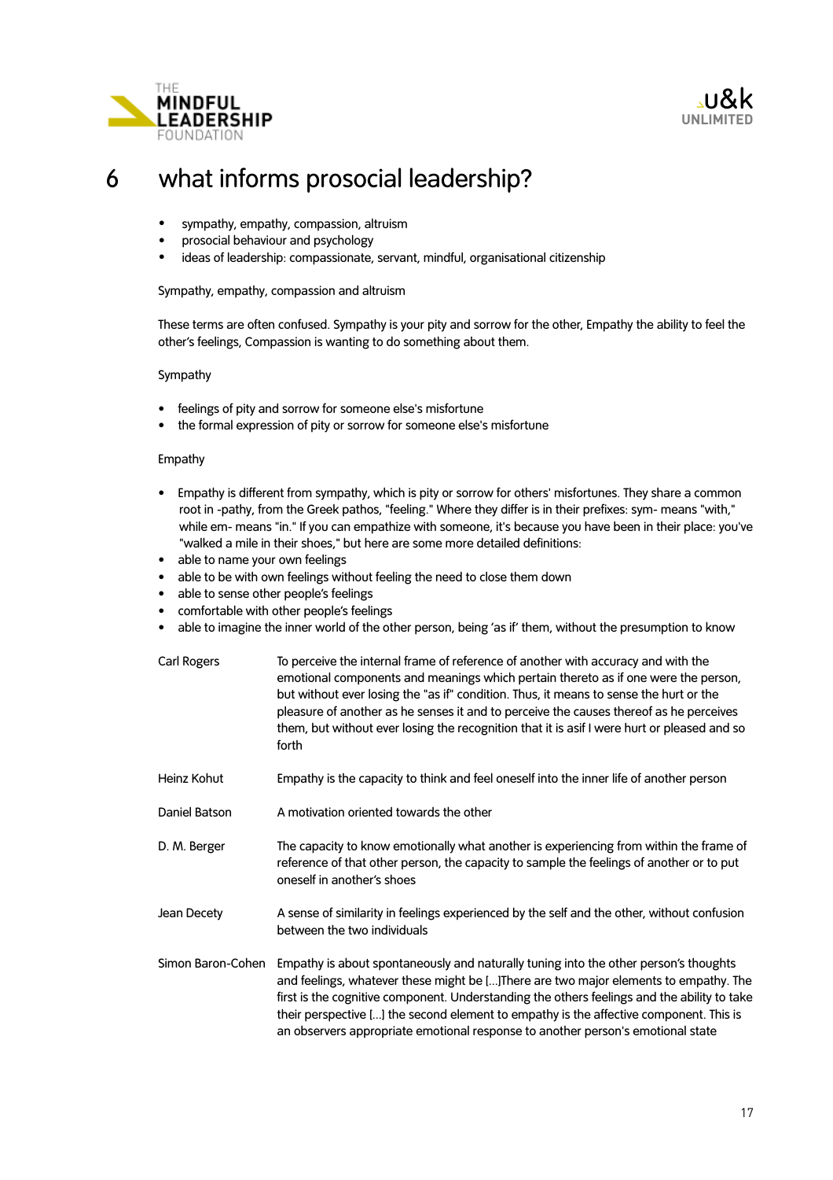# 6 what informs prosocial leadership?

- sympathy, empathy, compassion, altruism
- prosocial behaviour and psychology
- ideas of leadership: compassionate, servant, mindful, organisational citizenship

Sympathy, empathy, compassion and altruism

These terms are often confused. Sympathy is your pity and sorrow for the other, Empathy the ability to feel the other's feelings, Compassion is wanting to do something about them.

Sympathy

- feelings of pity and sorrow for someone else's misfortune
- the formal expression of pity or sorrow for someone else's misfortune

Empathy

- Empathy is different from sympathy, which is pity or sorrow for others' misfortunes. They share a common root in -pathy, from the Greek pathos, "feeling." Where they differ is in their prefixes: sym- means "with," while em- means "in." If you can empathize with someone, it's because you have been in their place: you've "walked a mile in their shoes," but here are some more detailed definitions:
- able to name your own feelings
- able to be with own feelings without feeling the need to close them down
- able to sense other people's feelings
- comfortable with other people's feelings
- able to imagine the inner world of the other person, being 'as if' them, without the presumption to know

| | |
|---|---|
| Carl Rogers | To perceive the internal frame of reference of another with accuracy and with the emotional components and meanings which pertain thereto as if one were the person, but without ever losing the "as if" condition. Thus, it means to sense the hurt or the pleasure of another as he senses it and to perceive the causes thereof as he perceives them, but without ever losing the recognition that it is asif I were hurt or pleased and so forth |
| Heinz Kohut | Empathy is the capacity to think and feel oneself into the inner life of another person |
| Daniel Batson | A motivation oriented towards the other |
| D. M. Berger | The capacity to know emotionally what another is experiencing from within the frame of reference of that other person, the capacity to sample the feelings of another or to put oneself in another's shoes |
| Jean Decety | A sense of similarity in feelings experienced by the self and the other, without confusion between the two individuals |
| Simon Baron-Cohen | Empathy is about spontaneously and naturally tuning into the other person's thoughts and feelings, whatever these might be [...]There are two major elements to empathy. The first is the cognitive component. Understanding the others feelings and the ability to take their perspective [...] the second element to empathy is the affective component. This is an observers appropriate emotional response to another person's emotional state |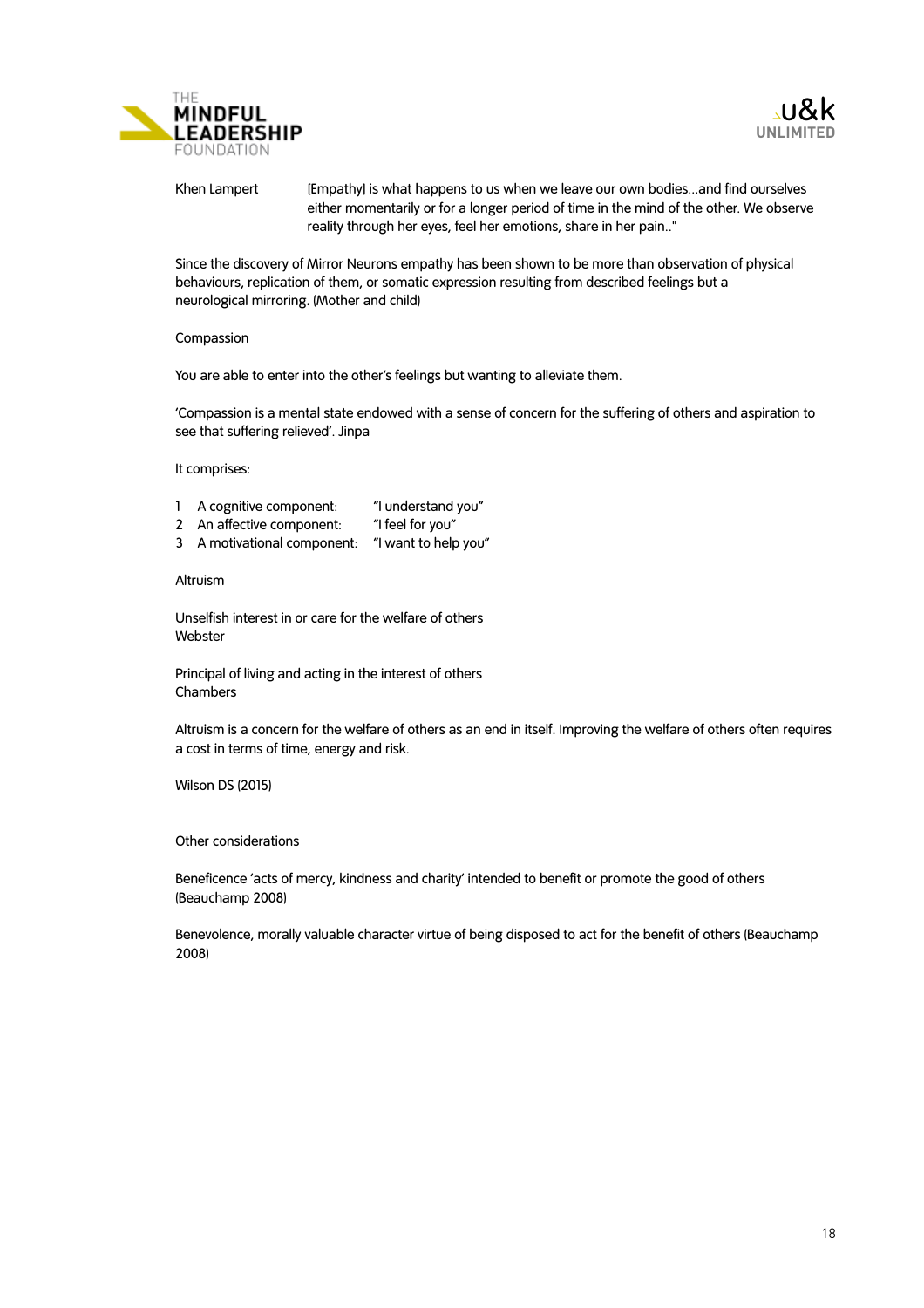Khen Lampert — [Empathy] is what happens to us when we leave our own bodies…and find ourselves either momentarily or for a longer period of time in the mind of the other. We observe reality through her eyes, feel her emotions, share in her pain.."

Since the discovery of Mirror Neurons empathy has been shown to be more than observation of physical behaviours, replication of them, or somatic expression resulting from described feelings but a neurological mirroring. (Mother and child)

Compassion

You are able to enter into the other's feelings but wanting to alleviate them.

'Compassion is a mental state endowed with a sense of concern for the suffering of others and aspiration to see that suffering relieved'. Jinpa

It comprises:

1. A cognitive component: "I understand you"
2. An affective component: "I feel for you"
3. A motivational component: "I want to help you"

Altruism

Unselfish interest in or care for the welfare of others
Webster

Principal of living and acting in the interest of others
Chambers

Altruism is a concern for the welfare of others as an end in itself. Improving the welfare of others often requires a cost in terms of time, energy and risk.

Wilson DS (2015)

Other considerations

Beneficence 'acts of mercy, kindness and charity' intended to benefit or promote the good of others (Beauchamp 2008)

Benevolence, morally valuable character virtue of being disposed to act for the benefit of others (Beauchamp 2008)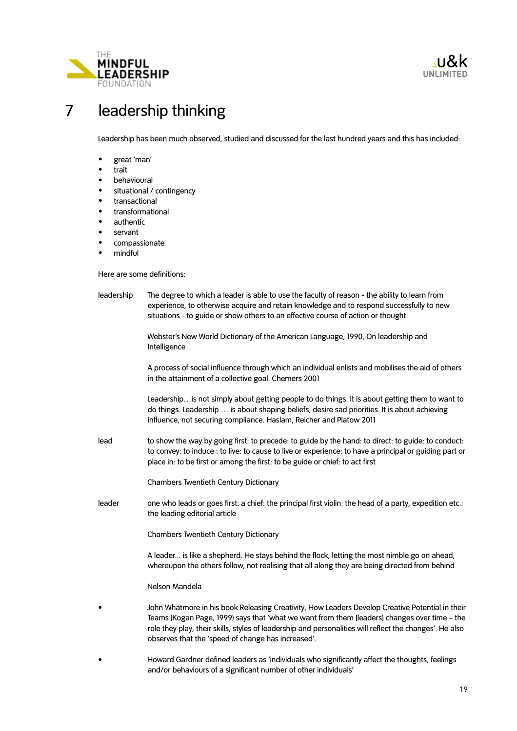# 7 leadership thinking

Leadership has been much observed, studied and discussed for the last hundred years and this has included:

- great 'man'
- trait
- behavioural
- situational / contingency
- transactional
- transformational
- authentic
- servant
- compassionate
- mindful

Here are some definitions:

**leadership**

The degree to which a leader is able to use the faculty of reason - the ability to learn from experience, to otherwise acquire and retain knowledge and to respond successfully to new situations - to guide or show others to an effective course of action or thought.

Webster's New World Dictionary of the American Language, 1990, On leadership and Intelligence

A process of social influence through which an individual enlists and mobilises the aid of others in the attainment of a collective goal. Chemers 2001

Leadership…is not simply about getting people to do things. It is about getting them to want to do things. Leadership … is about shaping beliefs, desire sad priorities. It is about achieving influence, not securing compliance. Haslam, Reicher and Platow 2011

**lead**

to show the way by going first: to precede: to guide by the hand: to direct: to guide: to conduct: to convey: to induce : to live: to cause to live or experience: to have a principal or guiding part or place in: to be first or among the first: to be guide or chief: to act first

Chambers Twentieth Century Dictionary

**leader**

one who leads or goes first: a chief: the principal first violin: the head of a party, expedition etc.: the leading editorial article

Chambers Twentieth Century Dictionary

A leader… is like a shepherd. He stays behind the flock, letting the most nimble go on ahead, whereupon the others follow, not realising that all along they are being directed from behind

Nelson Mandela

- John Whatmore in his book Releasing Creativity, How Leaders Develop Creative Potential in their Teams (Kogan Page, 1999) says that 'what we want from them [leaders] changes over time – the role they play, their skills, styles of leadership and personalities will reflect the changes'. He also observes that the 'speed of change has increased'.
- Howard Gardner defined leaders as 'individuals who significantly affect the thoughts, feelings and/or behaviours of a significant number of other individuals'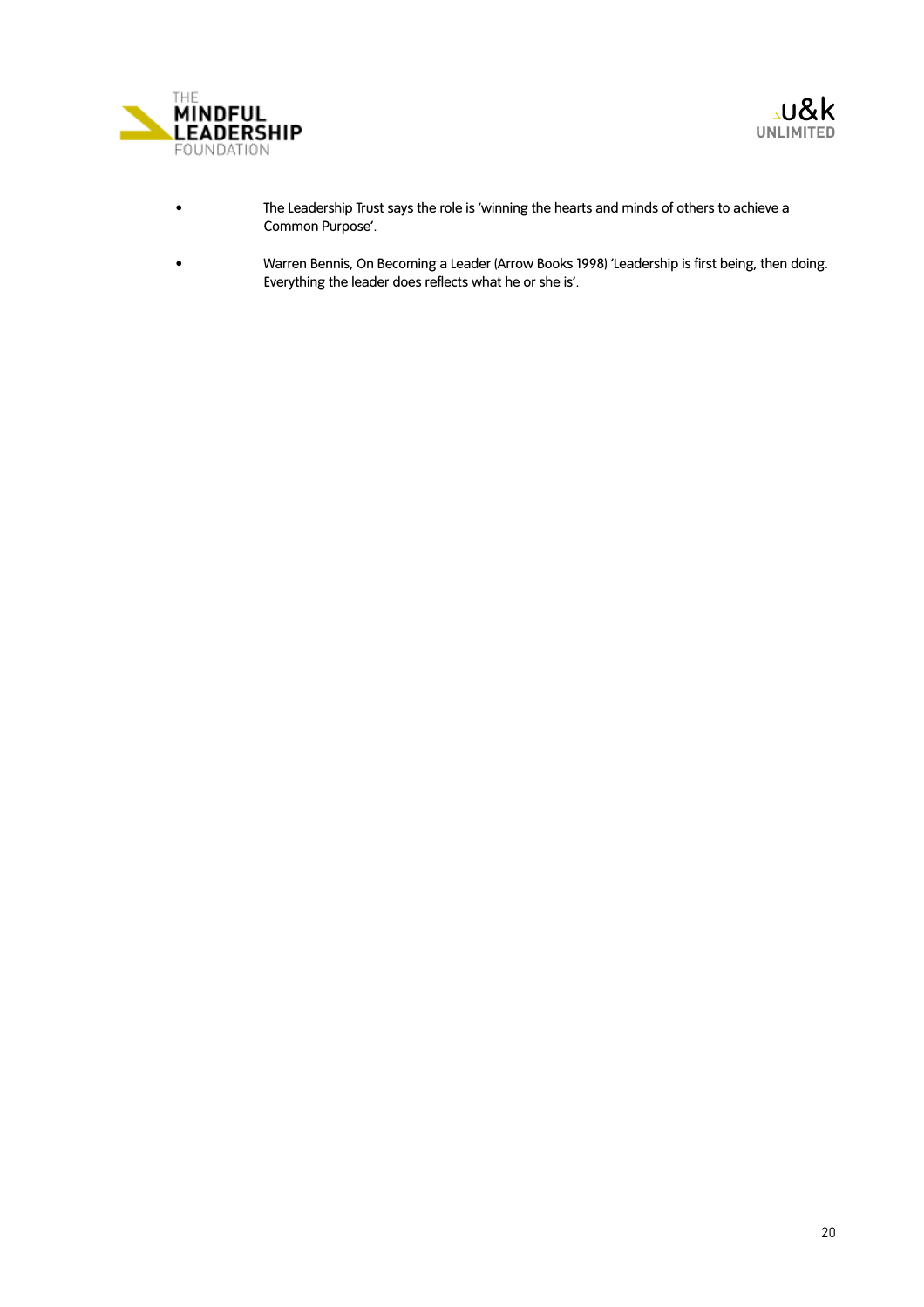- The Leadership Trust says the role is 'winning the hearts and minds of others to achieve a Common Purpose'.
- Warren Bennis, On Becoming a Leader (Arrow Books 1998) 'Leadership is first being, then doing. Everything the leader does reflects what he or she is'.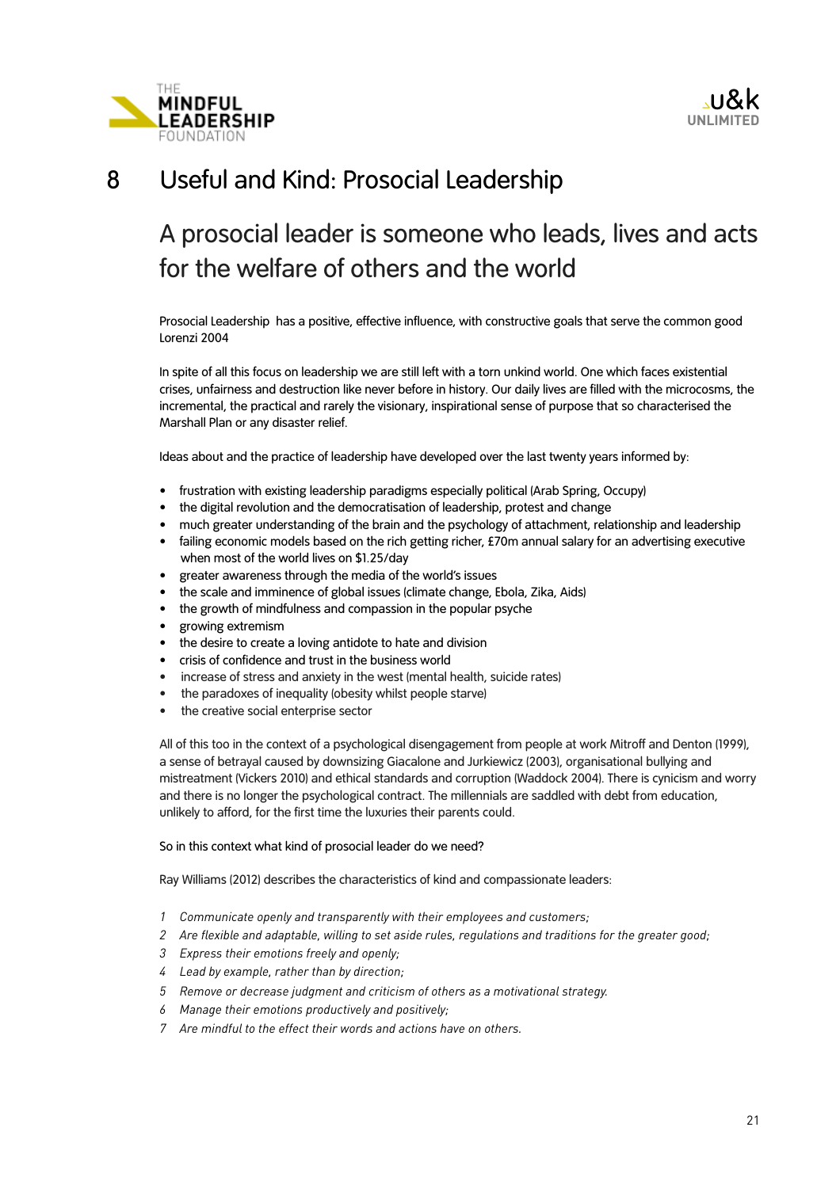# 8 Useful and Kind: Prosocial Leadership

## A prosocial leader is someone who leads, lives and acts for the welfare of others and the world

Prosocial Leadership has a positive, effective influence, with constructive goals that serve the common good Lorenzi 2004

In spite of all this focus on leadership we are still left with a torn unkind world. One which faces existential crises, unfairness and destruction like never before in history. Our daily lives are filled with the microcosms, the incremental, the practical and rarely the visionary, inspirational sense of purpose that so characterised the Marshall Plan or any disaster relief.

Ideas about and the practice of leadership have developed over the last twenty years informed by:

- frustration with existing leadership paradigms especially political (Arab Spring, Occupy)
- the digital revolution and the democratisation of leadership, protest and change
- much greater understanding of the brain and the psychology of attachment, relationship and leadership
- failing economic models based on the rich getting richer, £70m annual salary for an advertising executive when most of the world lives on $1.25/day
- greater awareness through the media of the world's issues
- the scale and imminence of global issues (climate change, Ebola, Zika, Aids)
- the growth of mindfulness and compassion in the popular psyche
- growing extremism
- the desire to create a loving antidote to hate and division
- crisis of confidence and trust in the business world
- increase of stress and anxiety in the west (mental health, suicide rates)
- the paradoxes of inequality (obesity whilst people starve)
- the creative social enterprise sector

All of this too in the context of a psychological disengagement from people at work Mitroff and Denton (1999), a sense of betrayal caused by downsizing Giacalone and Jurkiewicz (2003), organisational bullying and mistreatment (Vickers 2010) and ethical standards and corruption (Waddock 2004). There is cynicism and worry and there is no longer the psychological contract. The millennials are saddled with debt from education, unlikely to afford, for the first time the luxuries their parents could.

So in this context what kind of prosocial leader do we need?

Ray Williams (2012) describes the characteristics of kind and compassionate leaders:

1. *Communicate openly and transparently with their employees and customers;*
2. *Are flexible and adaptable, willing to set aside rules, regulations and traditions for the greater good;*
3. *Express their emotions freely and openly;*
4. *Lead by example, rather than by direction;*
5. *Remove or decrease judgment and criticism of others as a motivational strategy.*
6. *Manage their emotions productively and positively;*
7. *Are mindful to the effect their words and actions have on others.*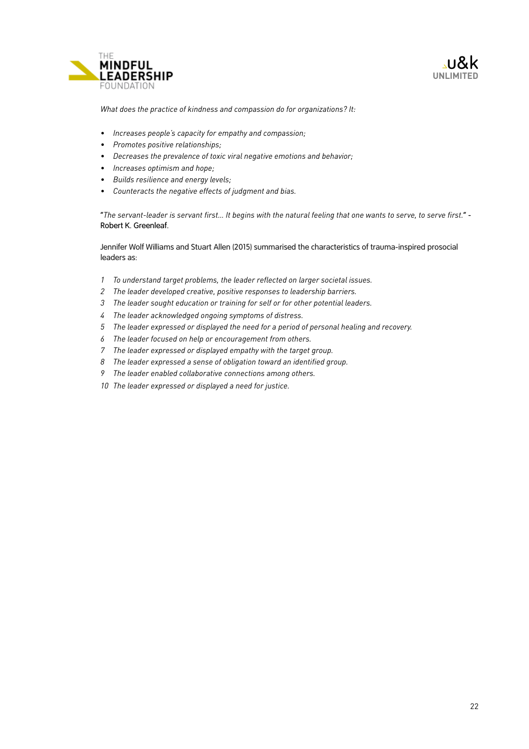*What does the practice of kindness and compassion do for organizations? It:*

- *Increases people's capacity for empathy and compassion;*
- *Promotes positive relationships;*
- *Decreases the prevalence of toxic viral negative emotions and behavior;*
- *Increases optimism and hope;*
- *Builds resilience and energy levels;*
- *Counteracts the negative effects of judgment and bias.*

"*The servant-leader is servant first… It begins with the natural feeling that one wants to serve, to serve first.*" - Robert K. Greenleaf.

Jennifer Wolf Williams and Stuart Allen (2015) summarised the characteristics of trauma-inspired prosocial leaders as:

1. *To understand target problems, the leader reflected on larger societal issues.*
2. *The leader developed creative, positive responses to leadership barriers.*
3. *The leader sought education or training for self or for other potential leaders.*
4. *The leader acknowledged ongoing symptoms of distress.*
5. *The leader expressed or displayed the need for a period of personal healing and recovery.*
6. *The leader focused on help or encouragement from others.*
7. *The leader expressed or displayed empathy with the target group.*
8. *The leader expressed a sense of obligation toward an identified group.*
9. *The leader enabled collaborative connections among others.*
10. *The leader expressed or displayed a need for justice.*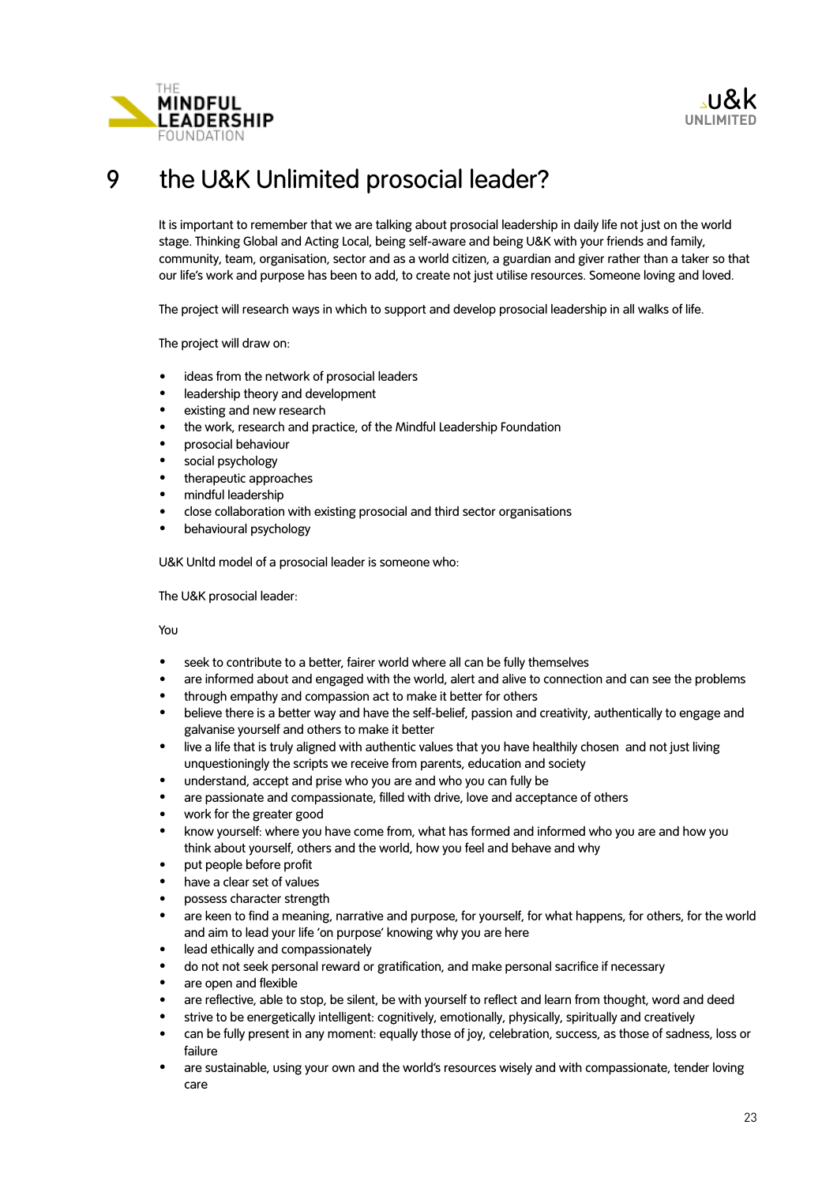# 9 the U&K Unlimited prosocial leader?

It is important to remember that we are talking about prosocial leadership in daily life not just on the world stage. Thinking Global and Acting Local, being self-aware and being U&K with your friends and family, community, team, organisation, sector and as a world citizen, a guardian and giver rather than a taker so that our life's work and purpose has been to add, to create not just utilise resources. Someone loving and loved.

The project will research ways in which to support and develop prosocial leadership in all walks of life.

The project will draw on:

- ideas from the network of prosocial leaders
- leadership theory and development
- existing and new research
- the work, research and practice, of the Mindful Leadership Foundation
- prosocial behaviour
- social psychology
- therapeutic approaches
- mindful leadership
- close collaboration with existing prosocial and third sector organisations
- behavioural psychology

U&K Unltd model of a prosocial leader is someone who:

The U&K prosocial leader:

You

- seek to contribute to a better, fairer world where all can be fully themselves
- are informed about and engaged with the world, alert and alive to connection and can see the problems
- through empathy and compassion act to make it better for others
- believe there is a better way and have the self-belief, passion and creativity, authentically to engage and galvanise yourself and others to make it better
- live a life that is truly aligned with authentic values that you have healthily chosen and not just living unquestioningly the scripts we receive from parents, education and society
- understand, accept and prise who you are and who you can fully be
- are passionate and compassionate, filled with drive, love and acceptance of others
- work for the greater good
- know yourself: where you have come from, what has formed and informed who you are and how you think about yourself, others and the world, how you feel and behave and why
- put people before profit
- have a clear set of values
- possess character strength
- are keen to find a meaning, narrative and purpose, for yourself, for what happens, for others, for the world and aim to lead your life 'on purpose' knowing why you are here
- lead ethically and compassionately
- do not not seek personal reward or gratification, and make personal sacrifice if necessary
- are open and flexible
- are reflective, able to stop, be silent, be with yourself to reflect and learn from thought, word and deed
- strive to be energetically intelligent: cognitively, emotionally, physically, spiritually and creatively
- can be fully present in any moment: equally those of joy, celebration, success, as those of sadness, loss or failure
- are sustainable, using your own and the world's resources wisely and with compassionate, tender loving care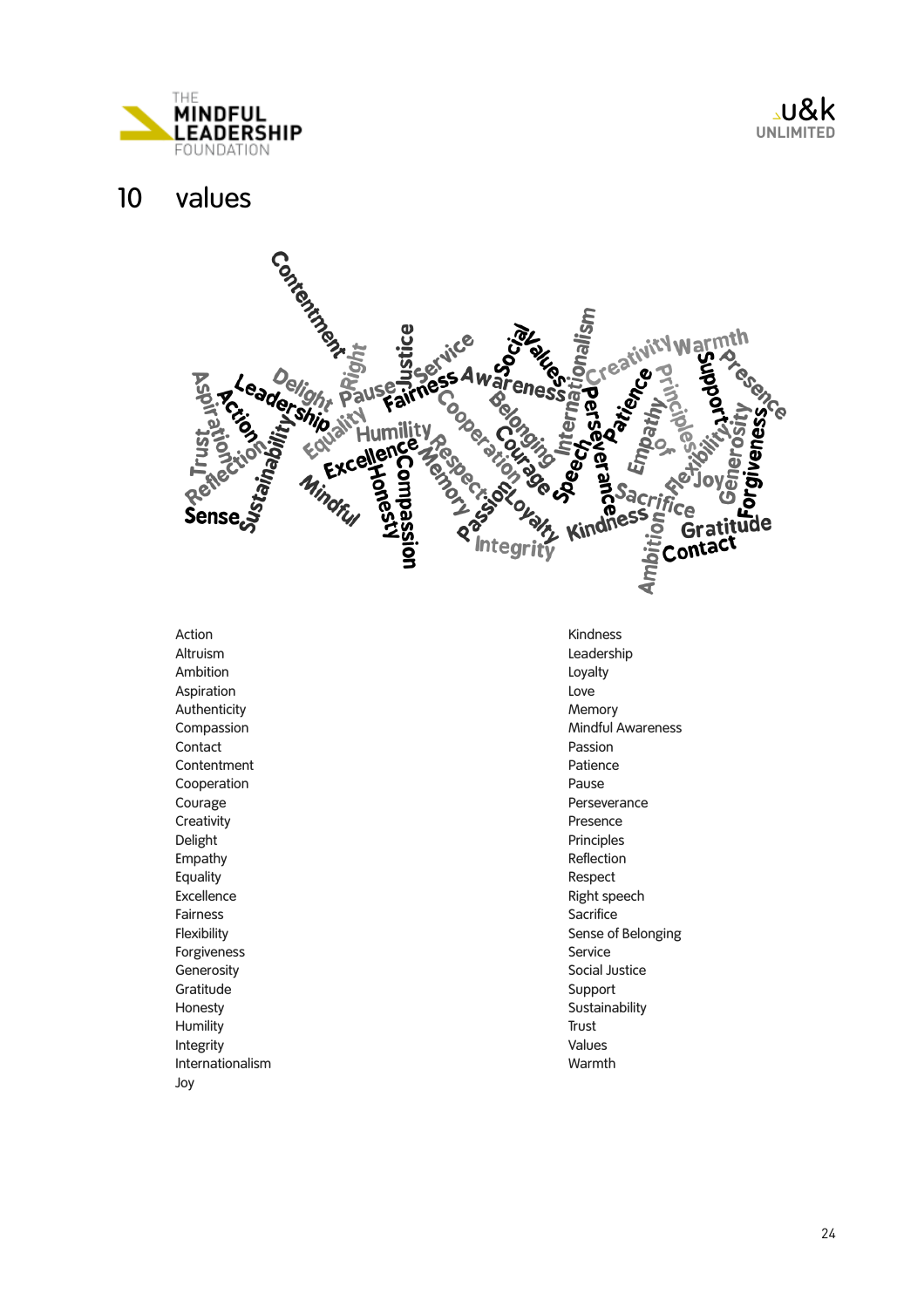# 10 values

Action
Altruism
Ambition
Aspiration
Authenticity
Compassion
Contact
Contentment
Cooperation
Courage
Creativity
Delight
Empathy
Equality
Excellence
Fairness
Flexibility
Forgiveness
Generosity
Gratitude
Honesty
Humility
Integrity
Internationalism
Joy
Kindness
Leadership
Loyalty
Love
Memory
Mindful Awareness
Passion
Patience
Pause
Perseverance
Presence
Principles
Reflection
Respect
Right speech
Sacrifice
Sense of Belonging
Service
Social Justice
Support
Sustainability
Trust
Values
Warmth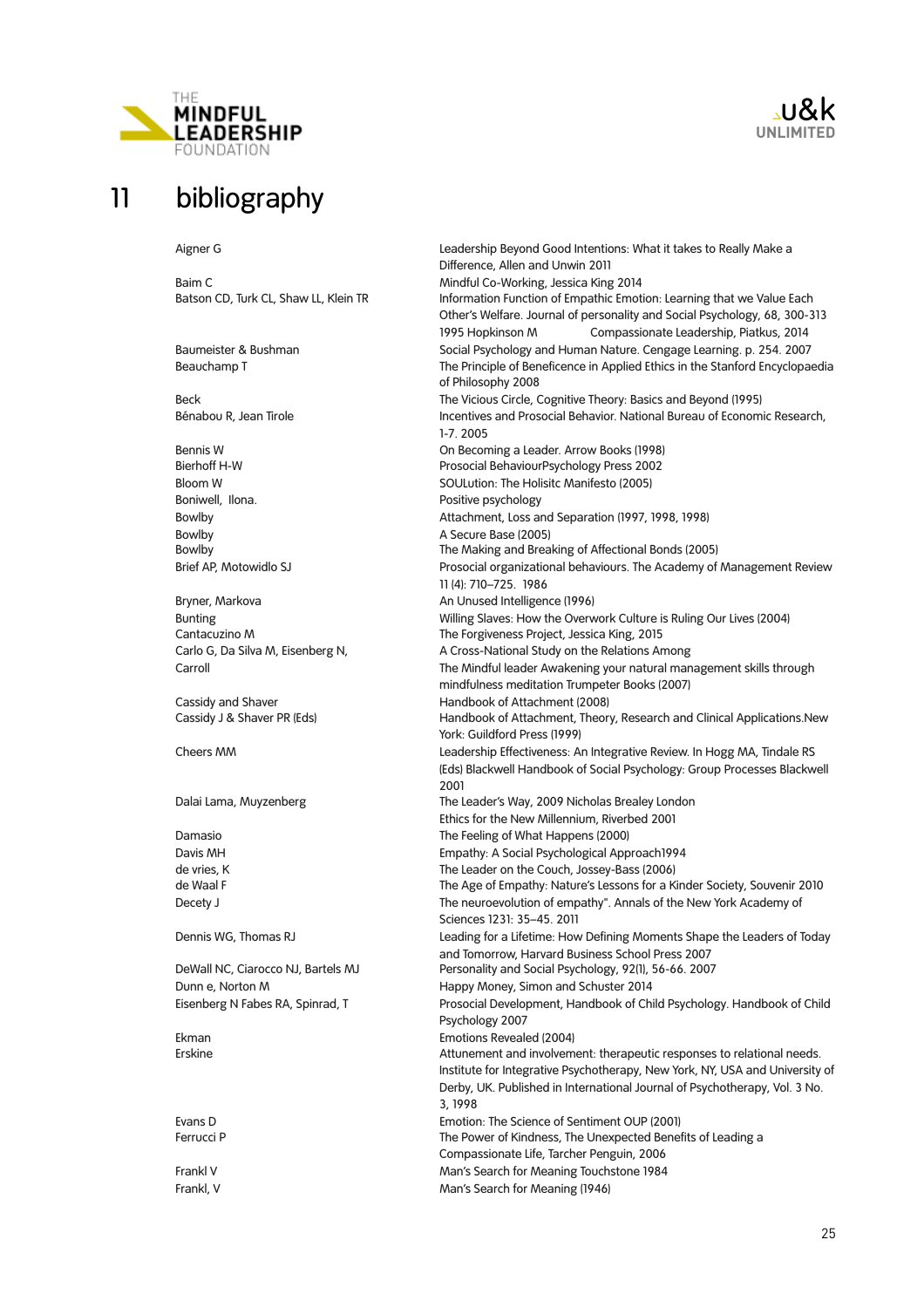# 11 bibliography

| | |
|---|---|
| Aigner G | Leadership Beyond Good Intentions: What it takes to Really Make a Difference, Allen and Unwin 2011 |
| Baim C | Mindful Co-Working, Jessica King 2014 |
| Batson CD, Turk CL, Shaw LL, Klein TR | Information Function of Empathic Emotion: Learning that we Value Each Other's Welfare. Journal of personality and Social Psychology, 68, 300-313 1995 Hopkinson M Compassionate Leadership, Piatkus, 2014 |
| Baumeister & Bushman | Social Psychology and Human Nature. Cengage Learning. p. 254. 2007 |
| Beauchamp T | The Principle of Beneficence in Applied Ethics in the Stanford Encyclopaedia of Philosophy 2008 |
| Beck | The Vicious Circle, Cognitive Theory: Basics and Beyond (1995) |
| Bénabou R, Jean Tirole | Incentives and Prosocial Behavior. National Bureau of Economic Research, 1-7. 2005 |
| Bennis W | On Becoming a Leader. Arrow Books (1998) |
| Bierhoff H-W | Prosocial BehaviourPsychology Press 2002 |
| Bloom W | SOULution: The Holisitc Manifesto (2005) |
| Boniwell, Ilona. | Positive psychology |
| Bowlby | Attachment, Loss and Separation (1997, 1998, 1998) |
| Bowlby | A Secure Base (2005) |
| Bowlby | The Making and Breaking of Affectional Bonds (2005) |
| Brief AP, Motowidlo SJ | Prosocial organizational behaviours. The Academy of Management Review 11 (4): 710–725. 1986 |
| Bryner, Markova | An Unused Intelligence (1996) |
| Bunting | Willing Slaves: How the Overwork Culture is Ruling Our Lives (2004) |
| Cantacuzino M | The Forgiveness Project, Jessica King, 2015 |
| Carlo G, Da Silva M, Eisenberg N, | A Cross-National Study on the Relations Among |
| Carroll | The Mindful leader Awakening your natural management skills through mindfulness meditation Trumpeter Books (2007) |
| Cassidy and Shaver | Handbook of Attachment (2008) |
| Cassidy J & Shaver PR (Eds) | Handbook of Attachment, Theory, Research and Clinical Applications.New York: Guildford Press (1999) |
| Cheers MM | Leadership Effectiveness: An Integrative Review. In Hogg MA, Tindale RS (Eds) Blackwell Handbook of Social Psychology: Group Processes Blackwell 2001 |
| Dalai Lama, Muyzenberg | The Leader's Way, 2009 Nicholas Brealey London<br>Ethics for the New Millennium, Riverbed 2001 |
| Damasio | The Feeling of What Happens (2000) |
| Davis MH | Empathy: A Social Psychological Approach1994 |
| de vries, K | The Leader on the Couch, Jossey-Bass (2006) |
| de Waal F | The Age of Empathy: Nature's Lessons for a Kinder Society, Souvenir 2010 |
| Decety J | The neuroevolution of empathy". Annals of the New York Academy of Sciences 1231: 35–45. 2011 |
| Dennis WG, Thomas RJ | Leading for a Lifetime: How Defining Moments Shape the Leaders of Today and Tomorrow, Harvard Business School Press 2007 |
| DeWall NC, Ciarocco NJ, Bartels MJ | Personality and Social Psychology, 92(1), 56-66. 2007 |
| Dunn e, Norton M | Happy Money, Simon and Schuster 2014 |
| Eisenberg N Fabes RA, Spinrad, T | Prosocial Development, Handbook of Child Psychology. Handbook of Child Psychology 2007 |
| Ekman | Emotions Revealed (2004) |
| Erskine | Attunement and involvement: therapeutic responses to relational needs. Institute for Integrative Psychotherapy, New York, NY, USA and University of Derby, UK. Published in International Journal of Psychotherapy, Vol. 3 No. 3, 1998 |
| Evans D | Emotion: The Science of Sentiment OUP (2001) |
| Ferrucci P | The Power of Kindness, The Unexpected Benefits of Leading a Compassionate Life, Tarcher Penguin, 2006 |
| Frankl V | Man's Search for Meaning Touchstone 1984 |
| Frankl, V | Man's Search for Meaning (1946) |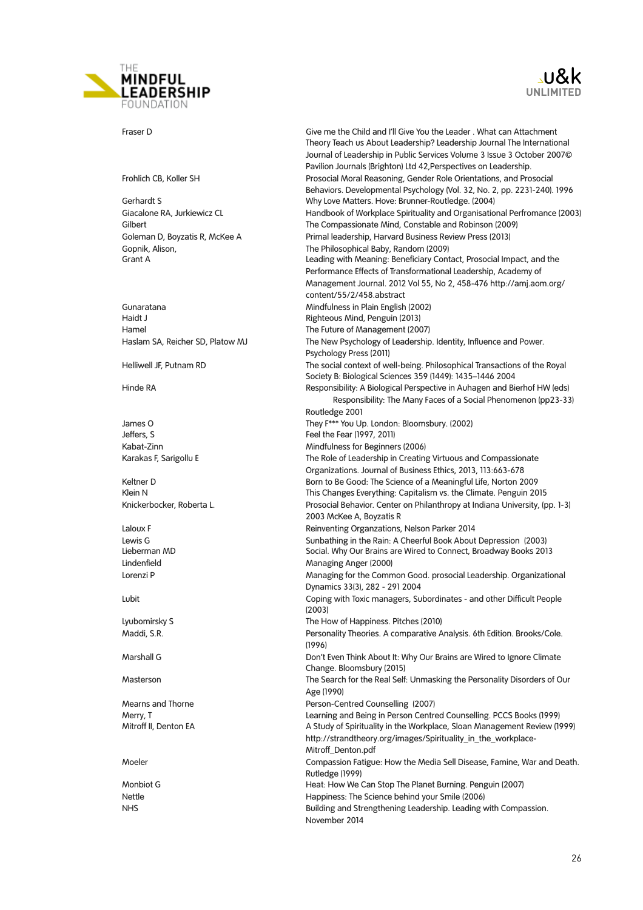| | |
|---|---|
| Fraser D | Give me the Child and I'll Give You the Leader . What can Attachment Theory Teach us About Leadership? Leadership Journal The International Journal of Leadership in Public Services Volume 3 Issue 3 October 2007© Pavilion Journals (Brighton) Ltd 42,Perspectives on Leadership. |
| Frohlich CB, Koller SH | Prosocial Moral Reasoning, Gender Role Orientations, and Prosocial Behaviors. Developmental Psychology (Vol. 32, No. 2, pp. 2231-240). 1996 |
| Gerhardt S | Why Love Matters. Hove: Brunner-Routledge. (2004) |
| Giacalone RA, Jurkiewicz CL | Handbook of Workplace Spirituality and Organisational Perfromance (2003) |
| Gilbert | The Compassionate Mind, Constable and Robinson (2009) |
| Goleman D, Boyzatis R, McKee A | Primal leadership, Harvard Business Review Press (2013) |
| Gopnik, Alison, | The Philosophical Baby, Random (2009) |
| Grant A | Leading with Meaning: Beneficiary Contact, Prosocial Impact, and the Performance Effects of Transformational Leadership, Academy of Management Journal. 2012 Vol 55, No 2, 458-476 http://amj.aom.org/content/55/2/458.abstract |
| Gunaratana | Mindfulness in Plain English (2002) |
| Haidt J | Righteous Mind, Penguin (2013) |
| Hamel | The Future of Management (2007) |
| Haslam SA, Reicher SD, Platow MJ | The New Psychology of Leadership. Identity, Influence and Power. Psychology Press (2011) |
| Helliwell JF, Putnam RD | The social context of well-being. Philosophical Transactions of the Royal Society B: Biological Sciences 359 (1449): 1435–1446 2004 |
| Hinde RA | Responsibility: A Biological Perspective in Auhagen and Bierhof HW (eds) Responsibility: The Many Faces of a Social Phenomenon (pp23-33) Routledge 2001 |
| James O | They F*** You Up. London: Bloomsbury. (2002) |
| Jeffers, S | Feel the Fear (1997, 2011) |
| Kabat-Zinn | Mindfulness for Beginners (2006) |
| Karakas F, Sarigollu E | The Role of Leadership in Creating Virtuous and Compassionate Organizations. Journal of Business Ethics, 2013, 113:663-678 |
| Keltner D | Born to Be Good: The Science of a Meaningful Life, Norton 2009 |
| Klein N | This Changes Everything: Capitalism vs. the Climate. Penguin 2015 |
| Knickerbocker, Roberta L. | Prosocial Behavior. Center on Philanthropy at Indiana University, (pp. 1-3) 2003 McKee A, Boyzatis R |
| Laloux F | Reinventing Organzations, Nelson Parker 2014 |
| Lewis G | Sunbathing in the Rain: A Cheerful Book About Depression (2003) |
| Lieberman MD | Social. Why Our Brains are Wired to Connect, Broadway Books 2013 |
| Lindenfield | Managing Anger (2000) |
| Lorenzi P | Managing for the Common Good. prosocial Leadership. Organizational Dynamics 33(3), 282 - 291 2004 |
| Lubit | Coping with Toxic managers, Subordinates - and other Difficult People (2003) |
| Lyubomirsky S | The How of Happiness. Pitches (2010) |
| Maddi, S.R. | Personality Theories. A comparative Analysis. 6th Edition. Brooks/Cole. (1996) |
| Marshall G | Don't Even Think About It: Why Our Brains are Wired to Ignore Climate Change. Bloomsbury (2015) |
| Masterson | The Search for the Real Self: Unmasking the Personality Disorders of Our Age (1990) |
| Mearns and Thorne | Person-Centred Counselling (2007) |
| Merry, T | Learning and Being in Person Centred Counselling. PCCS Books (1999) |
| Mitroff II, Denton EA | A Study of Spirituality in the Workplace, Sloan Management Review (1999) http://strandtheory.org/images/Spirituality_in_the_workplace-Mitroff_Denton.pdf |
| Moeler | Compassion Fatigue: How the Media Sell Disease, Famine, War and Death. Rutledge (1999) |
| Monbiot G | Heat: How We Can Stop The Planet Burning. Penguin (2007) |
| Nettle | Happiness: The Science behind your Smile (2006) |
| NHS | Building and Strengthening Leadership. Leading with Compassion. November 2014 |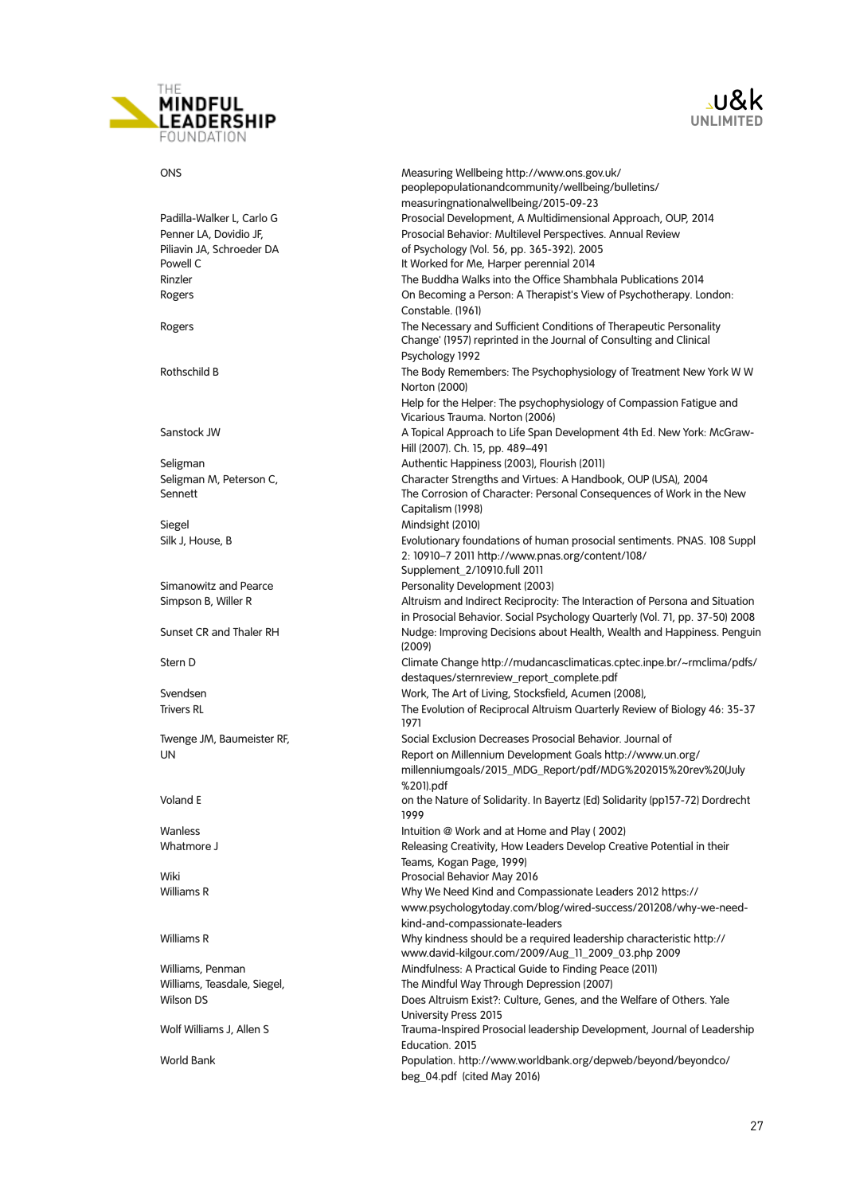| | |
|---|---|
| ONS | Measuring Wellbeing http://www.ons.gov.uk/peoplepopulationandcommunity/wellbeing/bulletins/measuringnationalwellbeing/2015-09-23 |
| Padilla-Walker L, Carlo G | Prosocial Development, A Multidimensional Approach, OUP, 2014 |
| Penner LA, Dovidio JF, Piliavin JA, Schroeder DA | Prosocial Behavior: Multilevel Perspectives. Annual Review of Psychology (Vol. 56, pp. 365-392). 2005 |
| Powell C | It Worked for Me, Harper perennial 2014 |
| Rinzler | The Buddha Walks into the Office Shambhala Publications 2014 |
| Rogers | On Becoming a Person: A Therapist's View of Psychotherapy. London: Constable. (1961) |
| Rogers | The Necessary and Sufficient Conditions of Therapeutic Personality Change' (1957) reprinted in the Journal of Consulting and Clinical Psychology 1992 |
| Rothschild B | The Body Remembers: The Psychophysiology of Treatment New York W W Norton (2000) |
| | Help for the Helper: The psychophysiology of Compassion Fatigue and Vicarious Trauma. Norton (2006) |
| Sanstock JW | A Topical Approach to Life Span Development 4th Ed. New York: McGraw-Hill (2007). Ch. 15, pp. 489–491 |
| Seligman | Authentic Happiness (2003), Flourish (2011) |
| Seligman M, Peterson C, | Character Strengths and Virtues: A Handbook, OUP (USA), 2004 |
| Sennett | The Corrosion of Character: Personal Consequences of Work in the New Capitalism (1998) |
| Siegel | Mindsight (2010) |
| Silk J, House, B | Evolutionary foundations of human prosocial sentiments. PNAS. 108 Suppl 2: 10910–7 2011 http://www.pnas.org/content/108/Supplement_2/10910.full 2011 |
| Simanowitz and Pearce | Personality Development (2003) |
| Simpson B, Willer R | Altruism and Indirect Reciprocity: The Interaction of Persona and Situation in Prosocial Behavior. Social Psychology Quarterly (Vol. 71, pp. 37-50) 2008 |
| Sunset CR and Thaler RH | Nudge: Improving Decisions about Health, Wealth and Happiness. Penguin (2009) |
| Stern D | Climate Change http://mudancasclimaticas.cptec.inpe.br/~rmclima/pdfs/destaques/sternreview_report_complete.pdf |
| Svendsen | Work, The Art of Living, Stocksfield, Acumen (2008), |
| Trivers RL | The Evolution of Reciprocal Altruism Quarterly Review of Biology 46: 35-37 1971 |
| Twenge JM, Baumeister RF, | Social Exclusion Decreases Prosocial Behavior. Journal of |
| UN | Report on Millennium Development Goals http://www.un.org/millenniumgoals/2015_MDG_Report/pdf/MDG%202015%20rev%20(July%201).pdf |
| Voland E | on the Nature of Solidarity. In Bayertz (Ed) Solidarity (pp157-72) Dordrecht 1999 |
| Wanless | Intuition @ Work and at Home and Play ( 2002) |
| Whatmore J | Releasing Creativity, How Leaders Develop Creative Potential in their Teams, Kogan Page, 1999) |
| Wiki | Prosocial Behavior May 2016 |
| Williams R | Why We Need Kind and Compassionate Leaders 2012 https://www.psychologytoday.com/blog/wired-success/201208/why-we-need-kind-and-compassionate-leaders |
| Williams R | Why kindness should be a required leadership characteristic http://www.david-kilgour.com/2009/Aug_11_2009_03.php 2009 |
| Williams, Penman | Mindfulness: A Practical Guide to Finding Peace (2011) |
| Williams, Teasdale, Siegel, | The Mindful Way Through Depression (2007) |
| Wilson DS | Does Altruism Exist?: Culture, Genes, and the Welfare of Others. Yale University Press 2015 |
| Wolf Williams J, Allen S | Trauma-Inspired Prosocial leadership Development, Journal of Leadership Education. 2015 |
| World Bank | Population. http://www.worldbank.org/depweb/beyond/beyondco/beg_04.pdf (cited May 2016) |